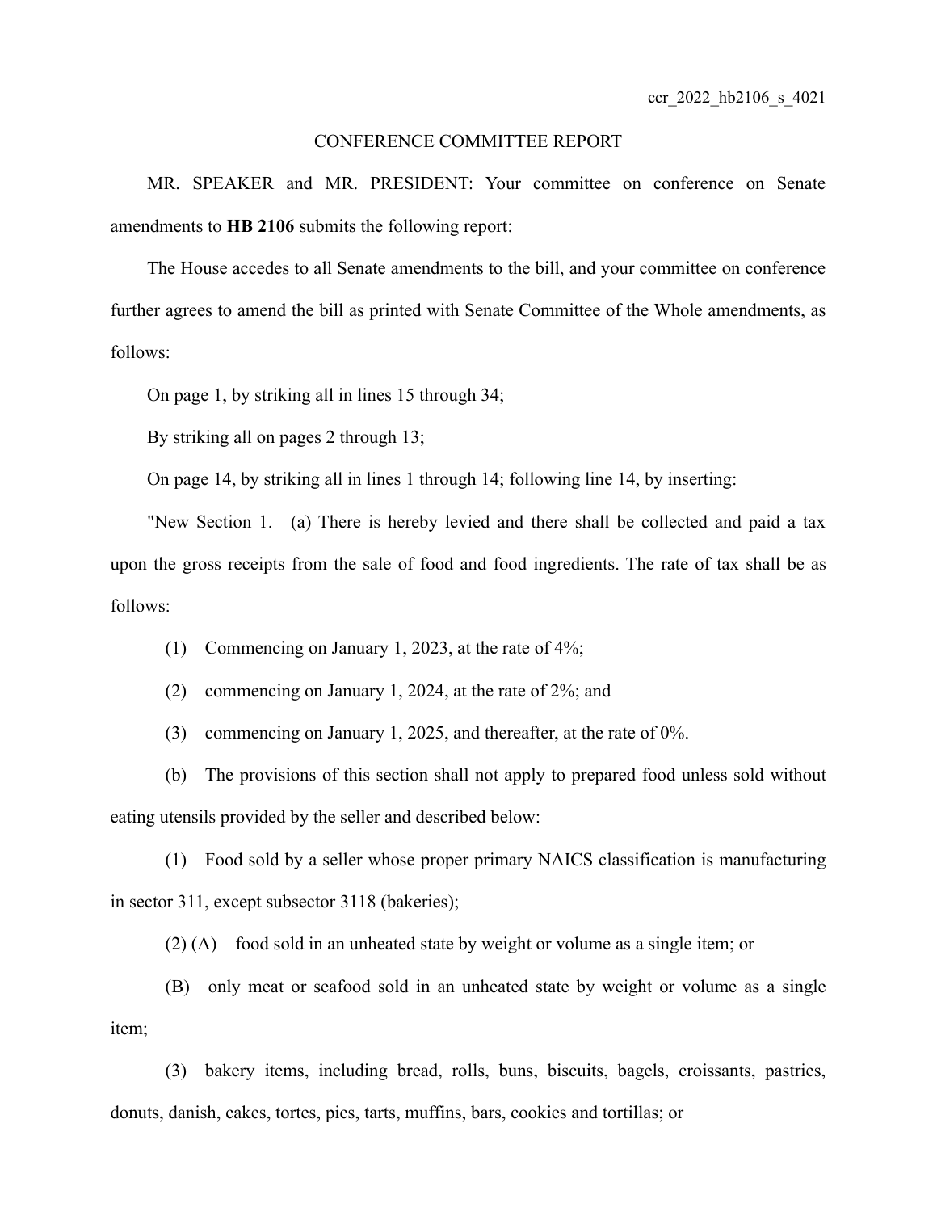ccr_2022_hb2106_s_4021

CONFERENCE COMMITTEE REPORT

MR. SPEAKER and MR. PRESIDENT: Your committee on conference on Senate amendments to **HB 2106** submits the following report:

The House accedes to all Senate amendments to the bill, and your committee on conference further agrees to amend the bill as printed with Senate Committee of the Whole amendments, as follows:

On page 1, by striking all in lines 15 through 34;

By striking all on pages 2 through 13;

On page 14, by striking all in lines 1 through 14; following line 14, by inserting:

"New Section 1. (a) There is hereby levied and there shall be collected and paid a tax upon the gross receipts from the sale of food and food ingredients. The rate of tax shall be as follows:

(1) Commencing on January 1, 2023, at the rate of 4%;

(2) commencing on January 1, 2024, at the rate of 2%; and

(3) commencing on January 1, 2025, and thereafter, at the rate of 0%.

(b) The provisions of this section shall not apply to prepared food unless sold without eating utensils provided by the seller and described below:

(1) Food sold by a seller whose proper primary NAICS classification is manufacturing in sector 311, except subsector 3118 (bakeries);

(2) (A) food sold in an unheated state by weight or volume as a single item; or

(B) only meat or seafood sold in an unheated state by weight or volume as a single item;

(3) bakery items, including bread, rolls, buns, biscuits, bagels, croissants, pastries, donuts, danish, cakes, tortes, pies, tarts, muffins, bars, cookies and tortillas; or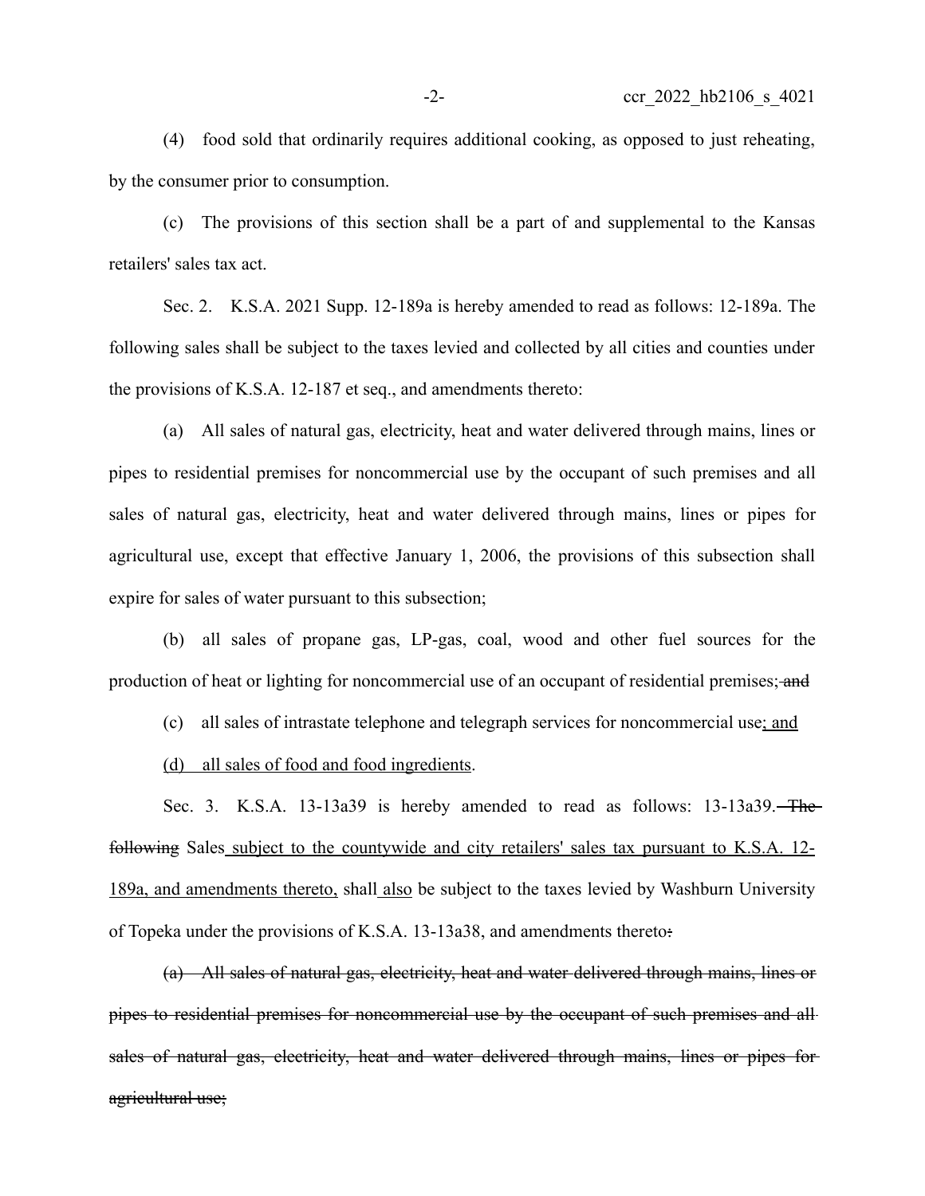(4) food sold that ordinarily requires additional cooking, as opposed to just reheating, by the consumer prior to consumption.

(c) The provisions of this section shall be a part of and supplemental to the Kansas retailers' sales tax act.

Sec. 2. K.S.A. 2021 Supp. 12-189a is hereby amended to read as follows: 12-189a. The following sales shall be subject to the taxes levied and collected by all cities and counties under the provisions of K.S.A. 12-187 et seq., and amendments thereto:

(a) All sales of natural gas, electricity, heat and water delivered through mains, lines or pipes to residential premises for noncommercial use by the occupant of such premises and all sales of natural gas, electricity, heat and water delivered through mains, lines or pipes for agricultural use, except that effective January 1, 2006, the provisions of this subsection shall expire for sales of water pursuant to this subsection;

(b) all sales of propane gas, LP-gas, coal, wood and other fuel sources for the production of heat or lighting for noncommercial use of an occupant of residential premises;~~ and~~

(c) all sales of intrastate telephone and telegraph services for noncommercial use<u>; and</u>

<u>(d) all sales of food and food ingredients</u>.

Sec. 3. K.S.A. 13-13a39 is hereby amended to read as follows: 13-13a39.~~ The following~~ Sales<u> subject to the countywide and city retailers' sales tax pursuant to K.S.A. 12-189a, and amendments thereto,</u> shall<u> also</u> be subject to the taxes levied by Washburn University of Topeka under the provisions of K.S.A. 13-13a38, and amendments thereto~~:~~.

~~(a) All sales of natural gas, electricity, heat and water delivered through mains, lines or pipes to residential premises for noncommercial use by the occupant of such premises and all sales of natural gas, electricity, heat and water delivered through mains, lines or pipes for agricultural use;~~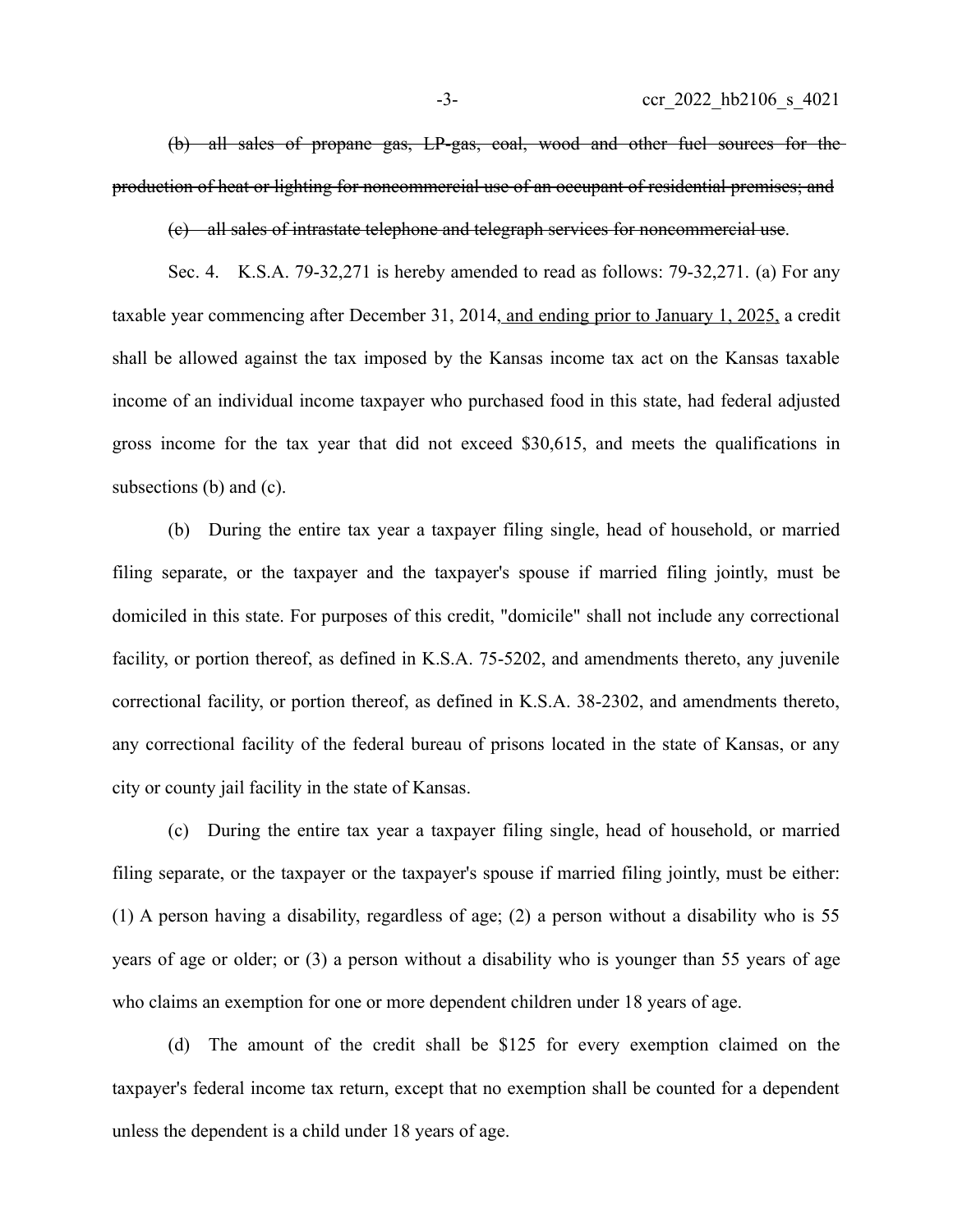~~(b) all sales of propane gas, LP-gas, coal, wood and other fuel sources for the production of heat or lighting for noncommercial use of an occupant of residential premises; and~~

~~(c) all sales of intrastate telephone and telegraph services for noncommercial use~~.

Sec. 4. K.S.A. 79-32,271 is hereby amended to read as follows: 79-32,271. (a) For any taxable year commencing after December 31, 2014<u>, and ending prior to January 1, 2025,</u> a credit shall be allowed against the tax imposed by the Kansas income tax act on the Kansas taxable income of an individual income taxpayer who purchased food in this state, had federal adjusted gross income for the tax year that did not exceed $30,615, and meets the qualifications in subsections (b) and (c).

(b) During the entire tax year a taxpayer filing single, head of household, or married filing separate, or the taxpayer and the taxpayer's spouse if married filing jointly, must be domiciled in this state. For purposes of this credit, "domicile" shall not include any correctional facility, or portion thereof, as defined in K.S.A. 75-5202, and amendments thereto, any juvenile correctional facility, or portion thereof, as defined in K.S.A. 38-2302, and amendments thereto, any correctional facility of the federal bureau of prisons located in the state of Kansas, or any city or county jail facility in the state of Kansas.

(c) During the entire tax year a taxpayer filing single, head of household, or married filing separate, or the taxpayer or the taxpayer's spouse if married filing jointly, must be either: (1) A person having a disability, regardless of age; (2) a person without a disability who is 55 years of age or older; or (3) a person without a disability who is younger than 55 years of age who claims an exemption for one or more dependent children under 18 years of age.

(d) The amount of the credit shall be $125 for every exemption claimed on the taxpayer's federal income tax return, except that no exemption shall be counted for a dependent unless the dependent is a child under 18 years of age.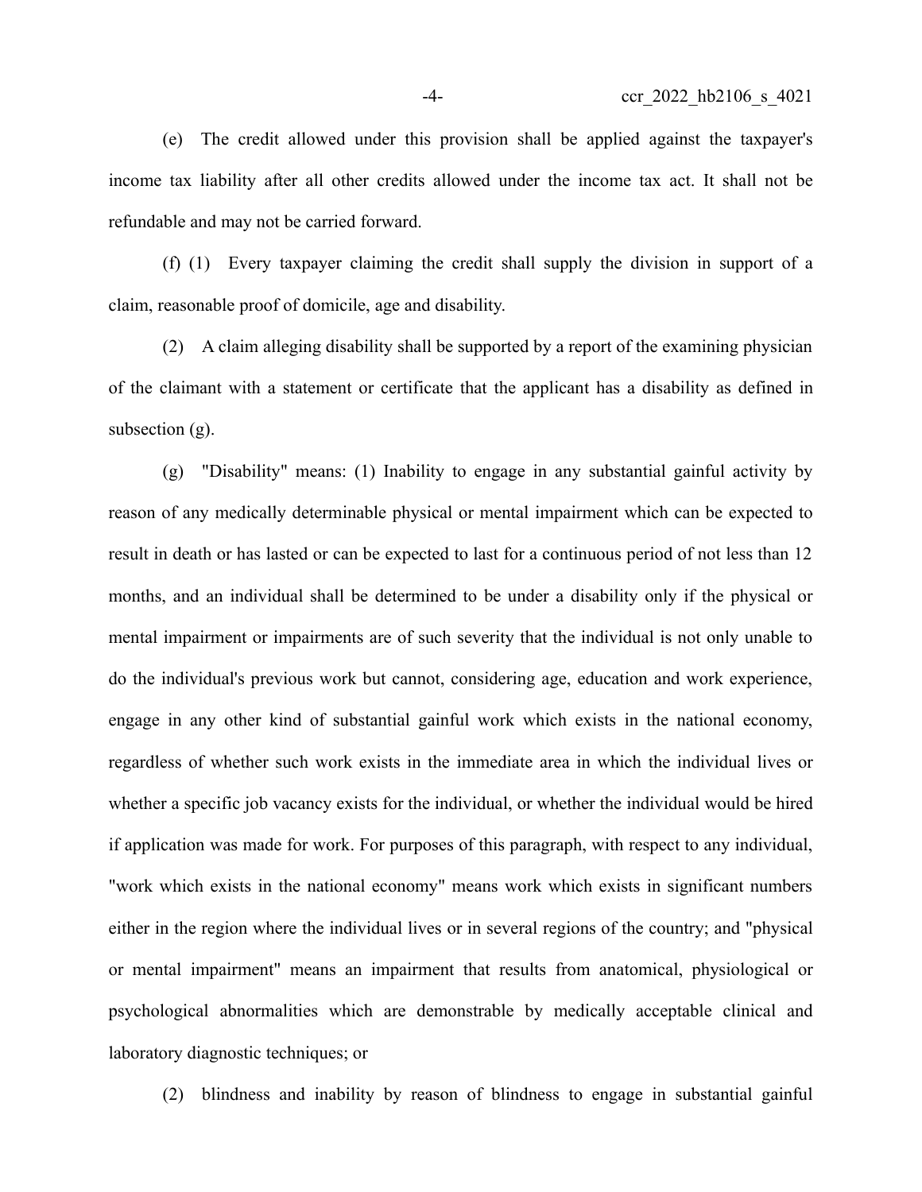(e) The credit allowed under this provision shall be applied against the taxpayer's income tax liability after all other credits allowed under the income tax act. It shall not be refundable and may not be carried forward.

(f) (1) Every taxpayer claiming the credit shall supply the division in support of a claim, reasonable proof of domicile, age and disability.

(2) A claim alleging disability shall be supported by a report of the examining physician of the claimant with a statement or certificate that the applicant has a disability as defined in subsection (g).

(g) "Disability" means: (1) Inability to engage in any substantial gainful activity by reason of any medically determinable physical or mental impairment which can be expected to result in death or has lasted or can be expected to last for a continuous period of not less than 12 months, and an individual shall be determined to be under a disability only if the physical or mental impairment or impairments are of such severity that the individual is not only unable to do the individual's previous work but cannot, considering age, education and work experience, engage in any other kind of substantial gainful work which exists in the national economy, regardless of whether such work exists in the immediate area in which the individual lives or whether a specific job vacancy exists for the individual, or whether the individual would be hired if application was made for work. For purposes of this paragraph, with respect to any individual, "work which exists in the national economy" means work which exists in significant numbers either in the region where the individual lives or in several regions of the country; and "physical or mental impairment" means an impairment that results from anatomical, physiological or psychological abnormalities which are demonstrable by medically acceptable clinical and laboratory diagnostic techniques; or

(2) blindness and inability by reason of blindness to engage in substantial gainful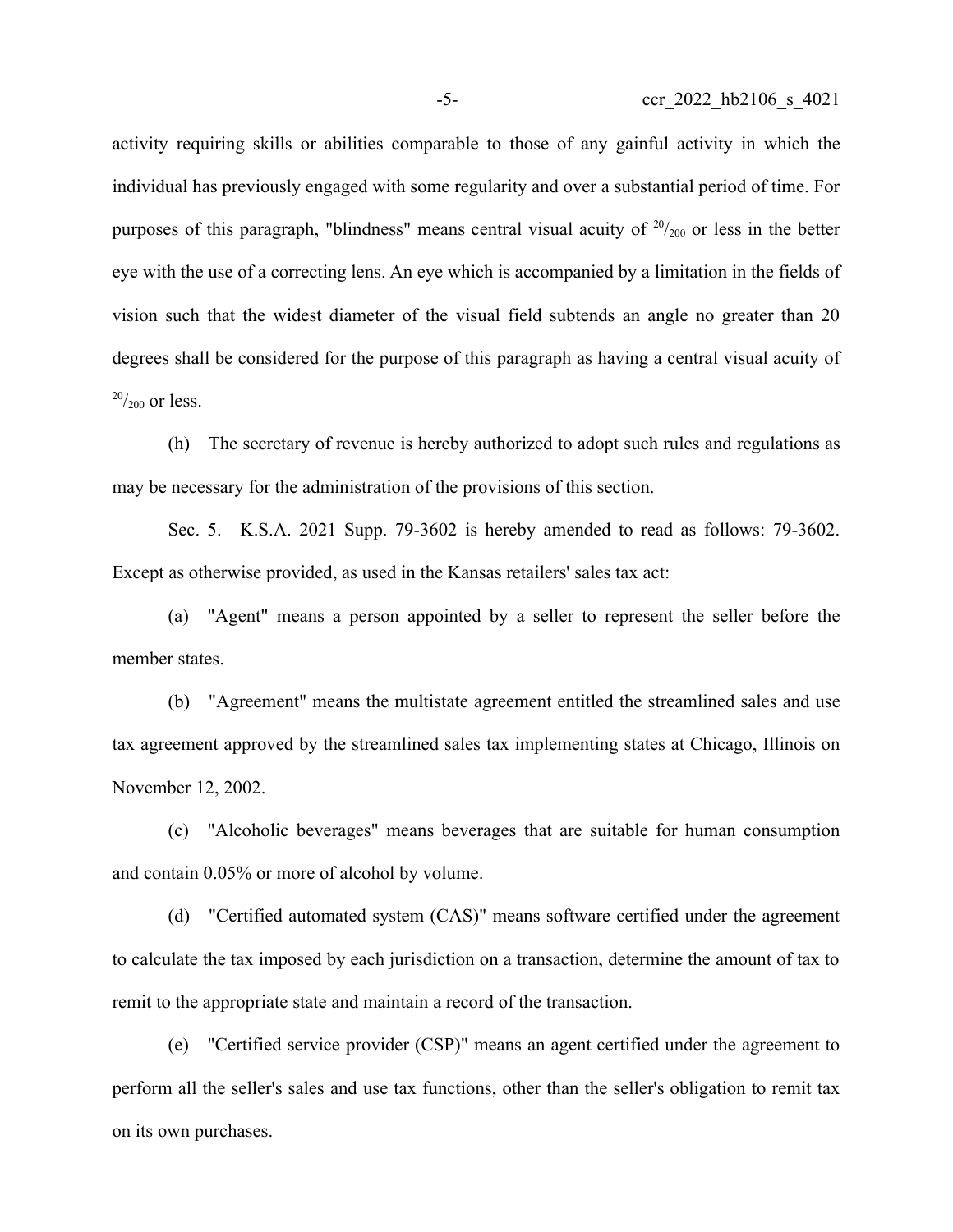activity requiring skills or abilities comparable to those of any gainful activity in which the individual has previously engaged with some regularity and over a substantial period of time. For purposes of this paragraph, "blindness" means central visual acuity of $^{20}/_{200}$ or less in the better eye with the use of a correcting lens. An eye which is accompanied by a limitation in the fields of vision such that the widest diameter of the visual field subtends an angle no greater than 20 degrees shall be considered for the purpose of this paragraph as having a central visual acuity of $^{20}/_{200}$ or less.

(h) The secretary of revenue is hereby authorized to adopt such rules and regulations as may be necessary for the administration of the provisions of this section.

Sec. 5. K.S.A. 2021 Supp. 79-3602 is hereby amended to read as follows: 79-3602. Except as otherwise provided, as used in the Kansas retailers' sales tax act:

(a) "Agent" means a person appointed by a seller to represent the seller before the member states.

(b) "Agreement" means the multistate agreement entitled the streamlined sales and use tax agreement approved by the streamlined sales tax implementing states at Chicago, Illinois on November 12, 2002.

(c) "Alcoholic beverages" means beverages that are suitable for human consumption and contain 0.05% or more of alcohol by volume.

(d) "Certified automated system (CAS)" means software certified under the agreement to calculate the tax imposed by each jurisdiction on a transaction, determine the amount of tax to remit to the appropriate state and maintain a record of the transaction.

(e) "Certified service provider (CSP)" means an agent certified under the agreement to perform all the seller's sales and use tax functions, other than the seller's obligation to remit tax on its own purchases.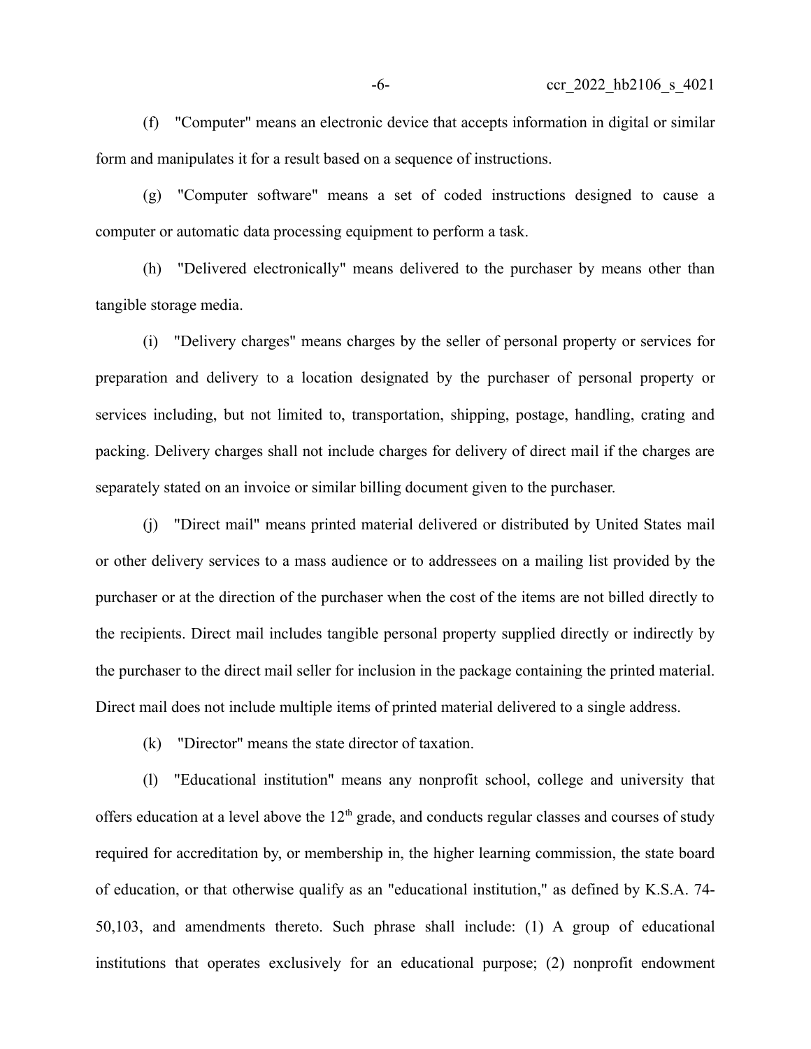(f) "Computer" means an electronic device that accepts information in digital or similar form and manipulates it for a result based on a sequence of instructions.

(g) "Computer software" means a set of coded instructions designed to cause a computer or automatic data processing equipment to perform a task.

(h) "Delivered electronically" means delivered to the purchaser by means other than tangible storage media.

(i) "Delivery charges" means charges by the seller of personal property or services for preparation and delivery to a location designated by the purchaser of personal property or services including, but not limited to, transportation, shipping, postage, handling, crating and packing. Delivery charges shall not include charges for delivery of direct mail if the charges are separately stated on an invoice or similar billing document given to the purchaser.

(j) "Direct mail" means printed material delivered or distributed by United States mail or other delivery services to a mass audience or to addressees on a mailing list provided by the purchaser or at the direction of the purchaser when the cost of the items are not billed directly to the recipients. Direct mail includes tangible personal property supplied directly or indirectly by the purchaser to the direct mail seller for inclusion in the package containing the printed material. Direct mail does not include multiple items of printed material delivered to a single address.

(k) "Director" means the state director of taxation.

(l) "Educational institution" means any nonprofit school, college and university that offers education at a level above the 12th grade, and conducts regular classes and courses of study required for accreditation by, or membership in, the higher learning commission, the state board of education, or that otherwise qualify as an "educational institution," as defined by K.S.A. 74-50,103, and amendments thereto. Such phrase shall include: (1) A group of educational institutions that operates exclusively for an educational purpose; (2) nonprofit endowment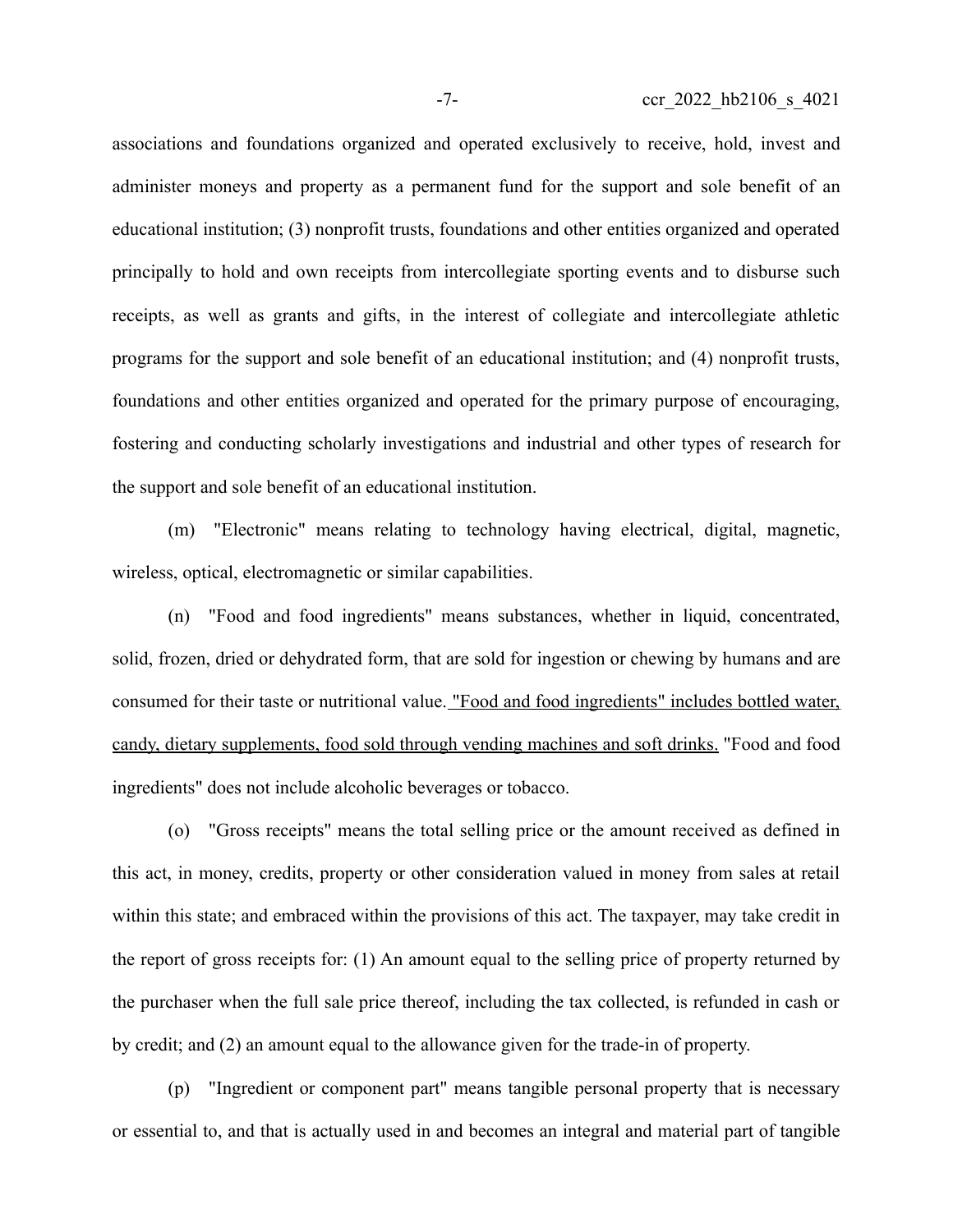associations and foundations organized and operated exclusively to receive, hold, invest and administer moneys and property as a permanent fund for the support and sole benefit of an educational institution; (3) nonprofit trusts, foundations and other entities organized and operated principally to hold and own receipts from intercollegiate sporting events and to disburse such receipts, as well as grants and gifts, in the interest of collegiate and intercollegiate athletic programs for the support and sole benefit of an educational institution; and (4) nonprofit trusts, foundations and other entities organized and operated for the primary purpose of encouraging, fostering and conducting scholarly investigations and industrial and other types of research for the support and sole benefit of an educational institution.

(m) "Electronic" means relating to technology having electrical, digital, magnetic, wireless, optical, electromagnetic or similar capabilities.

(n) "Food and food ingredients" means substances, whether in liquid, concentrated, solid, frozen, dried or dehydrated form, that are sold for ingestion or chewing by humans and are consumed for their taste or nutritional value. <u>"Food and food ingredients" includes bottled water, candy, dietary supplements, food sold through vending machines and soft drinks.</u> "Food and food ingredients" does not include alcoholic beverages or tobacco.

(o) "Gross receipts" means the total selling price or the amount received as defined in this act, in money, credits, property or other consideration valued in money from sales at retail within this state; and embraced within the provisions of this act. The taxpayer, may take credit in the report of gross receipts for: (1) An amount equal to the selling price of property returned by the purchaser when the full sale price thereof, including the tax collected, is refunded in cash or by credit; and (2) an amount equal to the allowance given for the trade-in of property.

(p) "Ingredient or component part" means tangible personal property that is necessary or essential to, and that is actually used in and becomes an integral and material part of tangible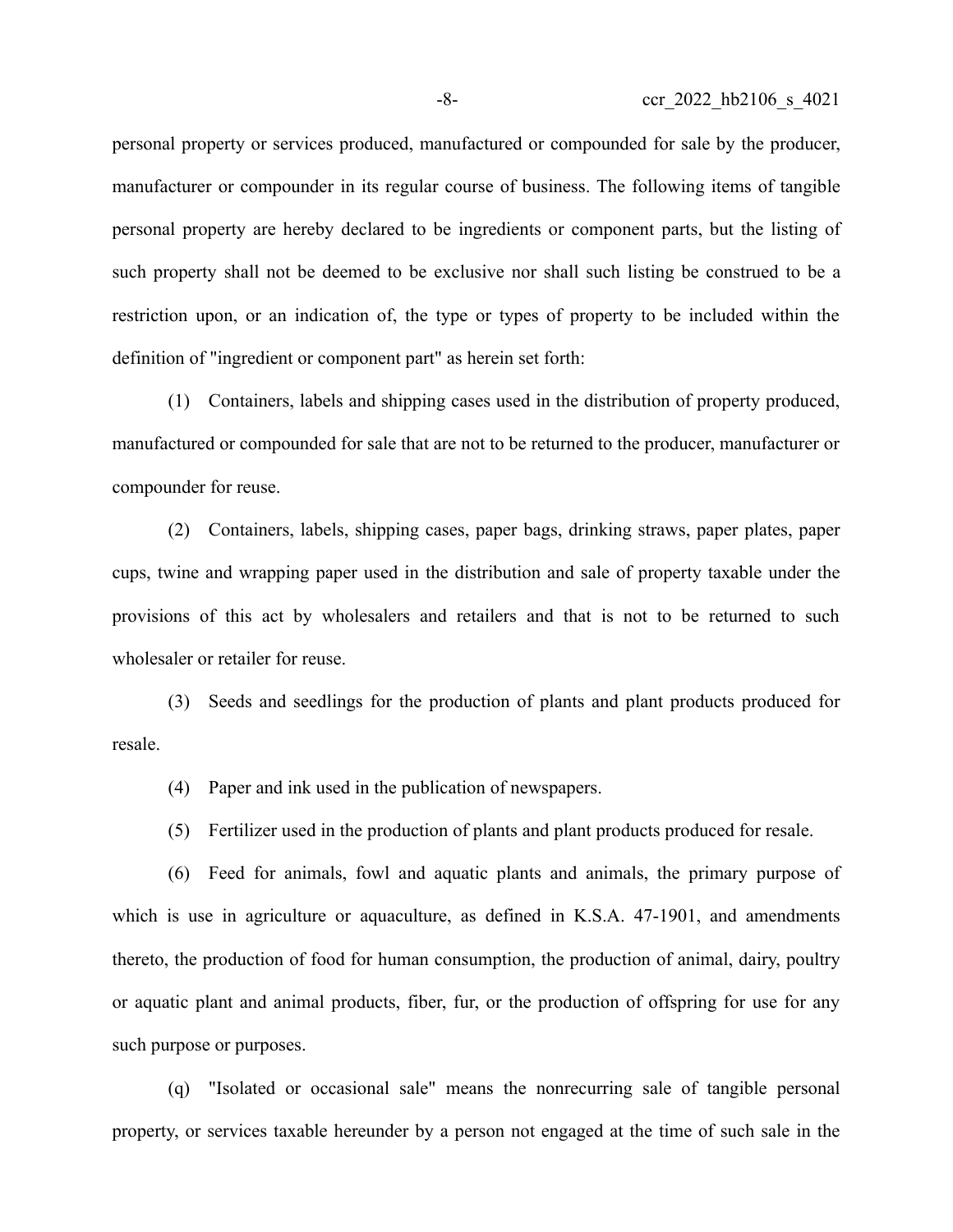personal property or services produced, manufactured or compounded for sale by the producer, manufacturer or compounder in its regular course of business. The following items of tangible personal property are hereby declared to be ingredients or component parts, but the listing of such property shall not be deemed to be exclusive nor shall such listing be construed to be a restriction upon, or an indication of, the type or types of property to be included within the definition of "ingredient or component part" as herein set forth:

(1) Containers, labels and shipping cases used in the distribution of property produced, manufactured or compounded for sale that are not to be returned to the producer, manufacturer or compounder for reuse.

(2) Containers, labels, shipping cases, paper bags, drinking straws, paper plates, paper cups, twine and wrapping paper used in the distribution and sale of property taxable under the provisions of this act by wholesalers and retailers and that is not to be returned to such wholesaler or retailer for reuse.

(3) Seeds and seedlings for the production of plants and plant products produced for resale.

(4) Paper and ink used in the publication of newspapers.

(5) Fertilizer used in the production of plants and plant products produced for resale.

(6) Feed for animals, fowl and aquatic plants and animals, the primary purpose of which is use in agriculture or aquaculture, as defined in K.S.A. 47-1901, and amendments thereto, the production of food for human consumption, the production of animal, dairy, poultry or aquatic plant and animal products, fiber, fur, or the production of offspring for use for any such purpose or purposes.

(q) "Isolated or occasional sale" means the nonrecurring sale of tangible personal property, or services taxable hereunder by a person not engaged at the time of such sale in the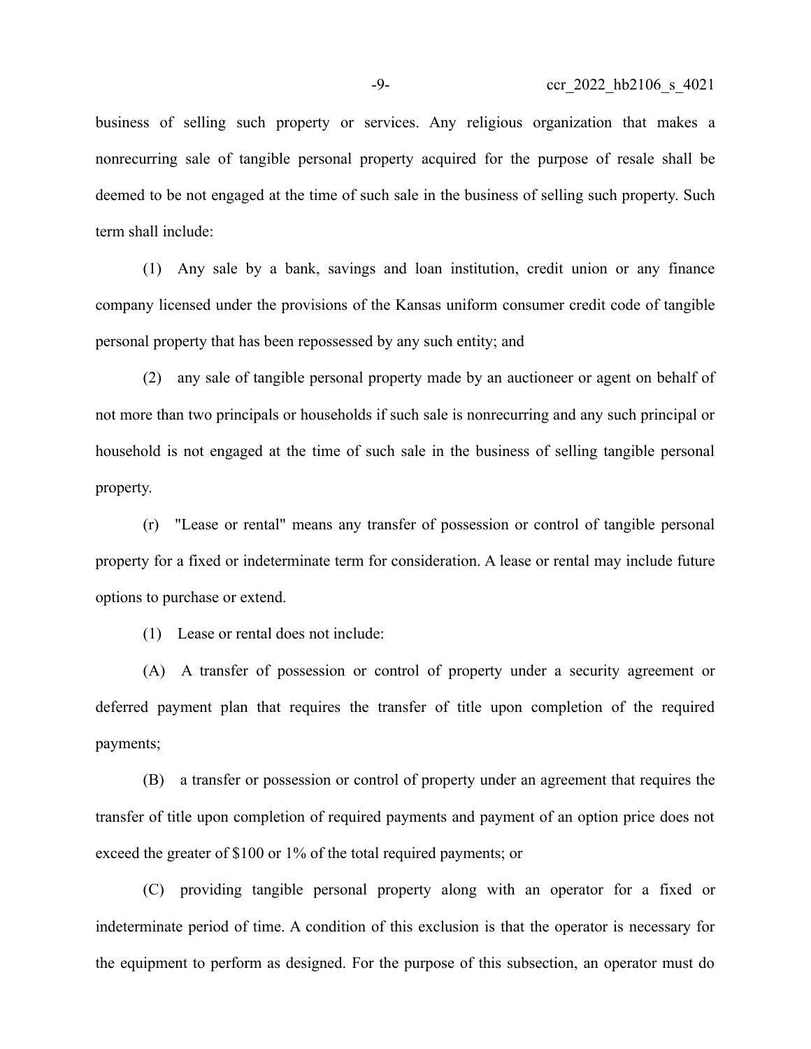business of selling such property or services. Any religious organization that makes a nonrecurring sale of tangible personal property acquired for the purpose of resale shall be deemed to be not engaged at the time of such sale in the business of selling such property. Such term shall include:

(1) Any sale by a bank, savings and loan institution, credit union or any finance company licensed under the provisions of the Kansas uniform consumer credit code of tangible personal property that has been repossessed by any such entity; and

(2) any sale of tangible personal property made by an auctioneer or agent on behalf of not more than two principals or households if such sale is nonrecurring and any such principal or household is not engaged at the time of such sale in the business of selling tangible personal property.

(r) "Lease or rental" means any transfer of possession or control of tangible personal property for a fixed or indeterminate term for consideration. A lease or rental may include future options to purchase or extend.

(1) Lease or rental does not include:

(A) A transfer of possession or control of property under a security agreement or deferred payment plan that requires the transfer of title upon completion of the required payments;

(B) a transfer or possession or control of property under an agreement that requires the transfer of title upon completion of required payments and payment of an option price does not exceed the greater of $100 or 1% of the total required payments; or

(C) providing tangible personal property along with an operator for a fixed or indeterminate period of time. A condition of this exclusion is that the operator is necessary for the equipment to perform as designed. For the purpose of this subsection, an operator must do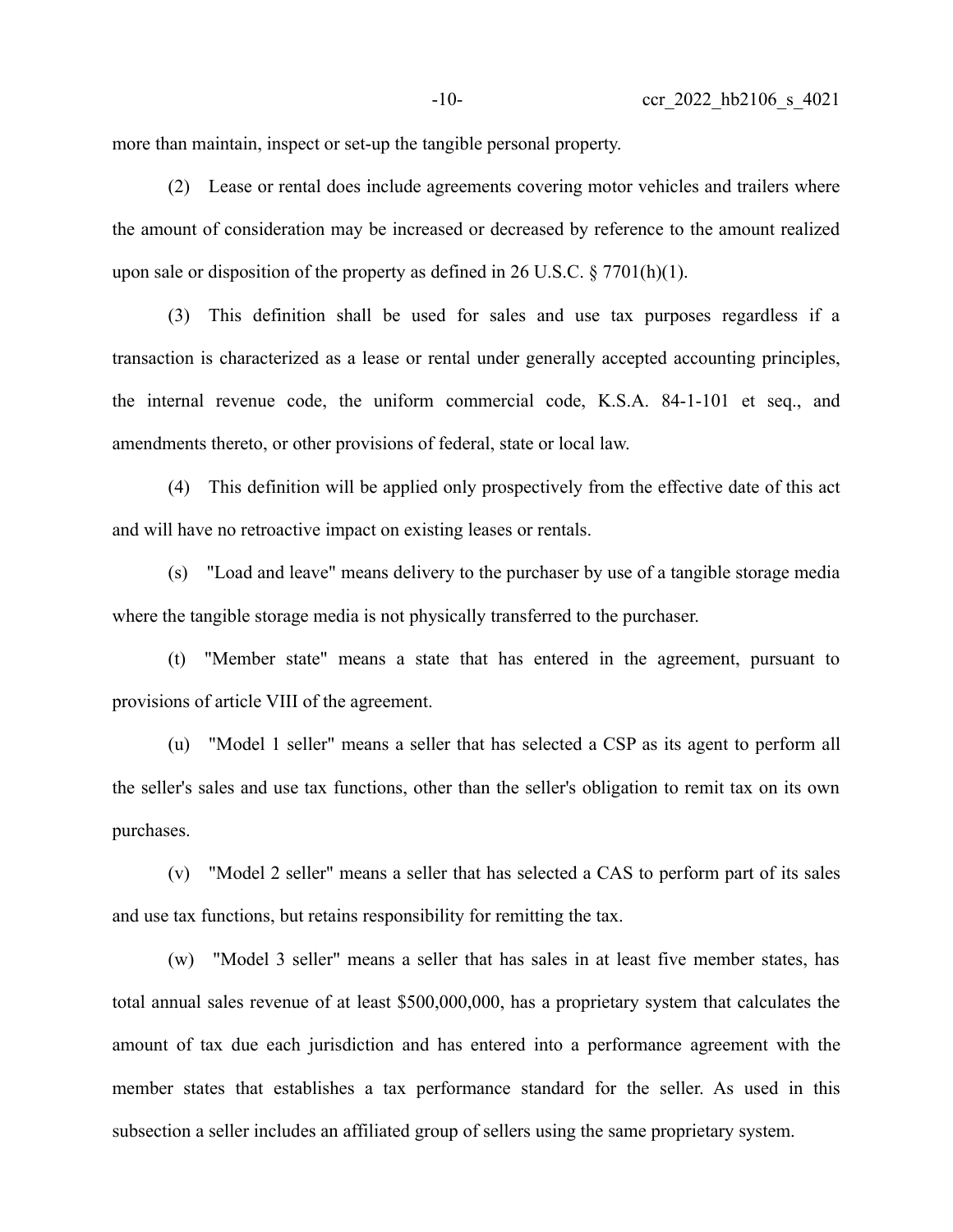more than maintain, inspect or set-up the tangible personal property.

(2) Lease or rental does include agreements covering motor vehicles and trailers where the amount of consideration may be increased or decreased by reference to the amount realized upon sale or disposition of the property as defined in 26 U.S.C. § 7701(h)(1).

(3) This definition shall be used for sales and use tax purposes regardless if a transaction is characterized as a lease or rental under generally accepted accounting principles, the internal revenue code, the uniform commercial code, K.S.A. 84-1-101 et seq., and amendments thereto, or other provisions of federal, state or local law.

(4) This definition will be applied only prospectively from the effective date of this act and will have no retroactive impact on existing leases or rentals.

(s) "Load and leave" means delivery to the purchaser by use of a tangible storage media where the tangible storage media is not physically transferred to the purchaser.

(t) "Member state" means a state that has entered in the agreement, pursuant to provisions of article VIII of the agreement.

(u) "Model 1 seller" means a seller that has selected a CSP as its agent to perform all the seller's sales and use tax functions, other than the seller's obligation to remit tax on its own purchases.

(v) "Model 2 seller" means a seller that has selected a CAS to perform part of its sales and use tax functions, but retains responsibility for remitting the tax.

(w) "Model 3 seller" means a seller that has sales in at least five member states, has total annual sales revenue of at least $500,000,000, has a proprietary system that calculates the amount of tax due each jurisdiction and has entered into a performance agreement with the member states that establishes a tax performance standard for the seller. As used in this subsection a seller includes an affiliated group of sellers using the same proprietary system.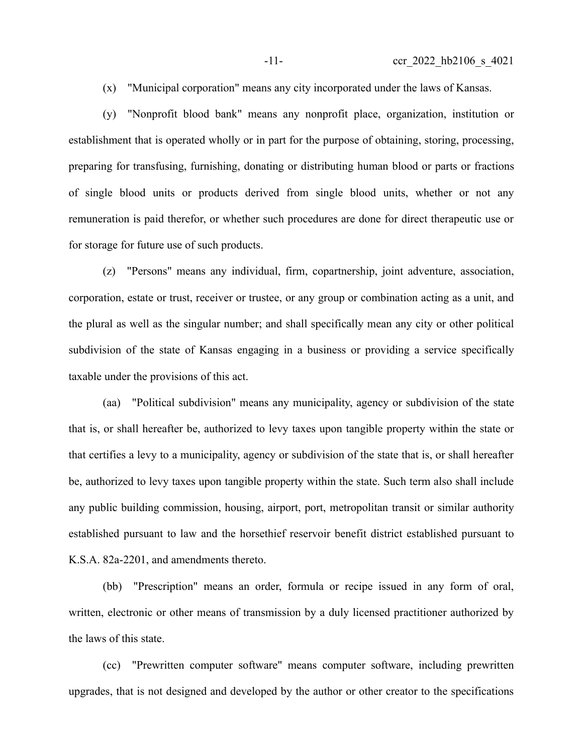(x) "Municipal corporation" means any city incorporated under the laws of Kansas.

(y) "Nonprofit blood bank" means any nonprofit place, organization, institution or establishment that is operated wholly or in part for the purpose of obtaining, storing, processing, preparing for transfusing, furnishing, donating or distributing human blood or parts or fractions of single blood units or products derived from single blood units, whether or not any remuneration is paid therefor, or whether such procedures are done for direct therapeutic use or for storage for future use of such products.

(z) "Persons" means any individual, firm, copartnership, joint adventure, association, corporation, estate or trust, receiver or trustee, or any group or combination acting as a unit, and the plural as well as the singular number; and shall specifically mean any city or other political subdivision of the state of Kansas engaging in a business or providing a service specifically taxable under the provisions of this act.

(aa) "Political subdivision" means any municipality, agency or subdivision of the state that is, or shall hereafter be, authorized to levy taxes upon tangible property within the state or that certifies a levy to a municipality, agency or subdivision of the state that is, or shall hereafter be, authorized to levy taxes upon tangible property within the state. Such term also shall include any public building commission, housing, airport, port, metropolitan transit or similar authority established pursuant to law and the horsethief reservoir benefit district established pursuant to K.S.A. 82a-2201, and amendments thereto.

(bb) "Prescription" means an order, formula or recipe issued in any form of oral, written, electronic or other means of transmission by a duly licensed practitioner authorized by the laws of this state.

(cc) "Prewritten computer software" means computer software, including prewritten upgrades, that is not designed and developed by the author or other creator to the specifications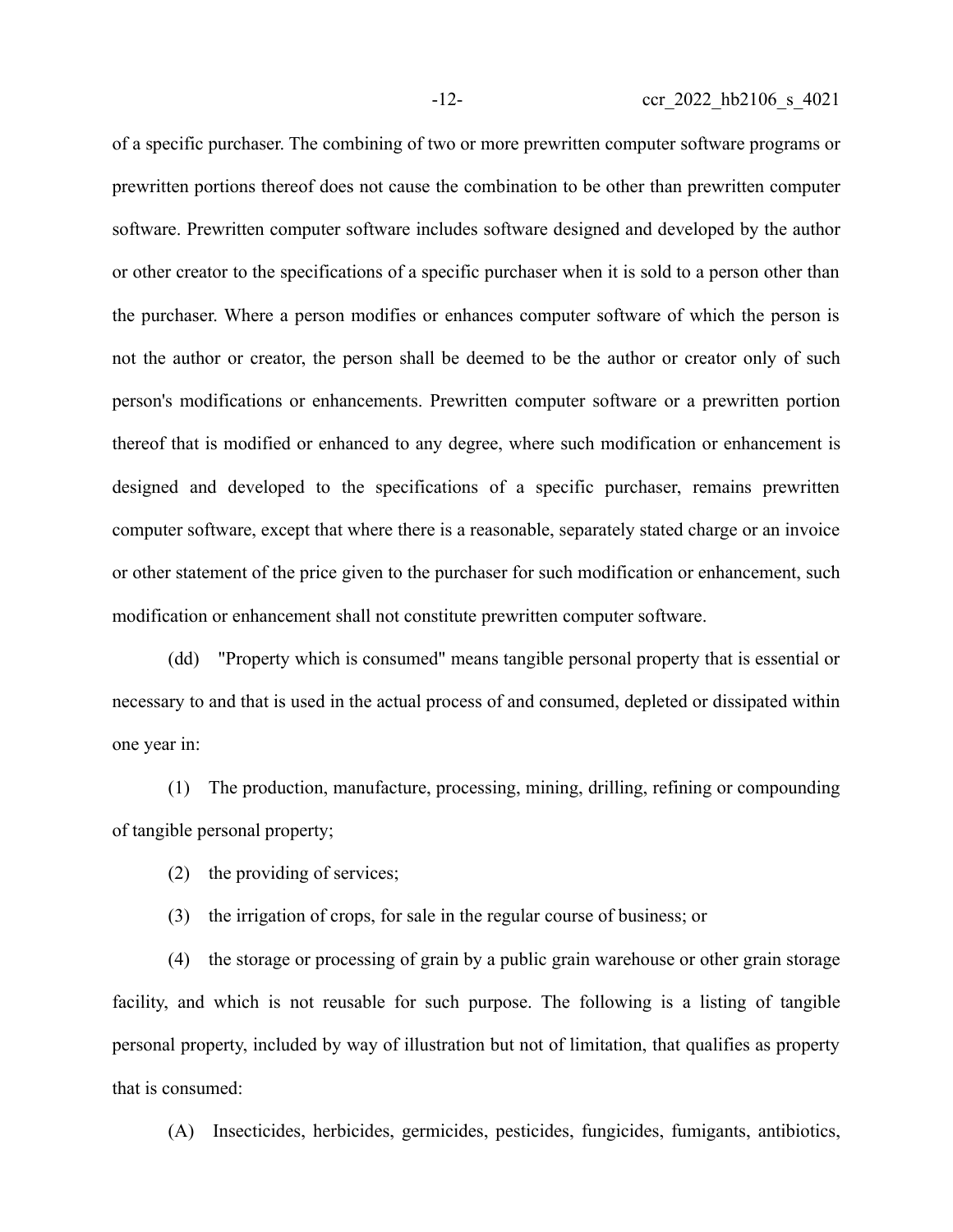of a specific purchaser. The combining of two or more prewritten computer software programs or prewritten portions thereof does not cause the combination to be other than prewritten computer software. Prewritten computer software includes software designed and developed by the author or other creator to the specifications of a specific purchaser when it is sold to a person other than the purchaser. Where a person modifies or enhances computer software of which the person is not the author or creator, the person shall be deemed to be the author or creator only of such person's modifications or enhancements. Prewritten computer software or a prewritten portion thereof that is modified or enhanced to any degree, where such modification or enhancement is designed and developed to the specifications of a specific purchaser, remains prewritten computer software, except that where there is a reasonable, separately stated charge or an invoice or other statement of the price given to the purchaser for such modification or enhancement, such modification or enhancement shall not constitute prewritten computer software.

(dd) "Property which is consumed" means tangible personal property that is essential or necessary to and that is used in the actual process of and consumed, depleted or dissipated within one year in:

(1) The production, manufacture, processing, mining, drilling, refining or compounding of tangible personal property;

(2) the providing of services;

(3) the irrigation of crops, for sale in the regular course of business; or

(4) the storage or processing of grain by a public grain warehouse or other grain storage facility, and which is not reusable for such purpose. The following is a listing of tangible personal property, included by way of illustration but not of limitation, that qualifies as property that is consumed:

(A) Insecticides, herbicides, germicides, pesticides, fungicides, fumigants, antibiotics,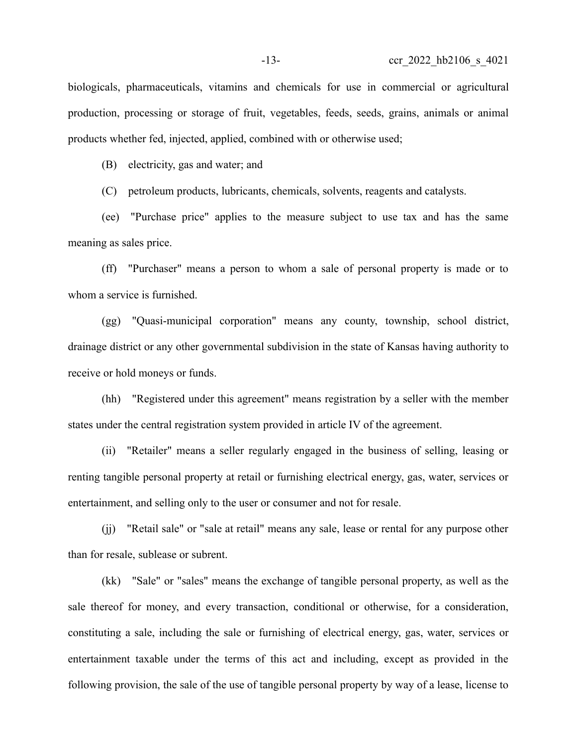biologicals, pharmaceuticals, vitamins and chemicals for use in commercial or agricultural production, processing or storage of fruit, vegetables, feeds, seeds, grains, animals or animal products whether fed, injected, applied, combined with or otherwise used;

(B) electricity, gas and water; and

(C) petroleum products, lubricants, chemicals, solvents, reagents and catalysts.

(ee) "Purchase price" applies to the measure subject to use tax and has the same meaning as sales price.

(ff) "Purchaser" means a person to whom a sale of personal property is made or to whom a service is furnished.

(gg) "Quasi-municipal corporation" means any county, township, school district, drainage district or any other governmental subdivision in the state of Kansas having authority to receive or hold moneys or funds.

(hh) "Registered under this agreement" means registration by a seller with the member states under the central registration system provided in article IV of the agreement.

(ii) "Retailer" means a seller regularly engaged in the business of selling, leasing or renting tangible personal property at retail or furnishing electrical energy, gas, water, services or entertainment, and selling only to the user or consumer and not for resale.

(jj) "Retail sale" or "sale at retail" means any sale, lease or rental for any purpose other than for resale, sublease or subrent.

(kk) "Sale" or "sales" means the exchange of tangible personal property, as well as the sale thereof for money, and every transaction, conditional or otherwise, for a consideration, constituting a sale, including the sale or furnishing of electrical energy, gas, water, services or entertainment taxable under the terms of this act and including, except as provided in the following provision, the sale of the use of tangible personal property by way of a lease, license to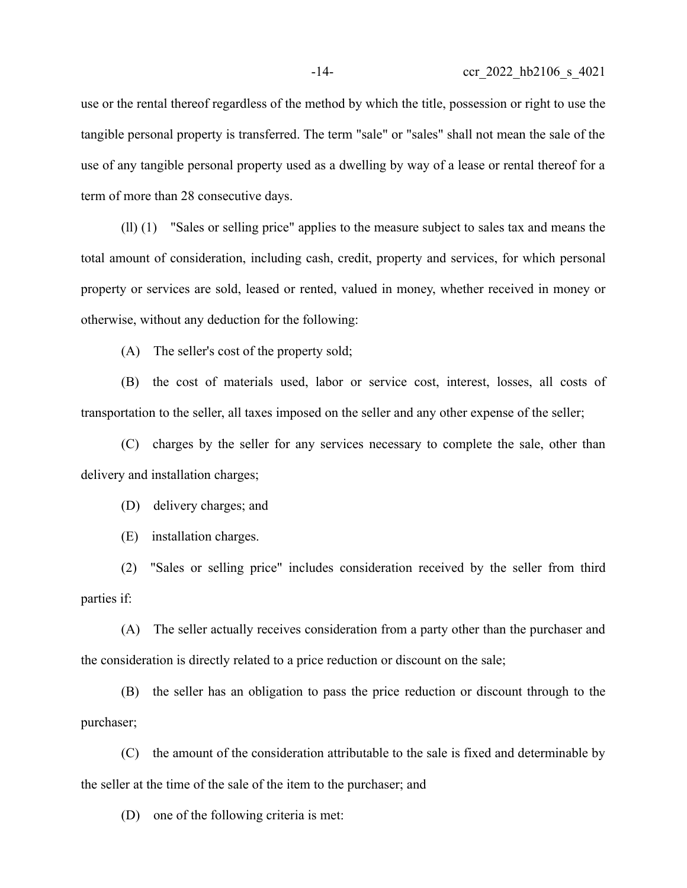use or the rental thereof regardless of the method by which the title, possession or right to use the tangible personal property is transferred. The term "sale" or "sales" shall not mean the sale of the use of any tangible personal property used as a dwelling by way of a lease or rental thereof for a term of more than 28 consecutive days.

(ll) (1) "Sales or selling price" applies to the measure subject to sales tax and means the total amount of consideration, including cash, credit, property and services, for which personal property or services are sold, leased or rented, valued in money, whether received in money or otherwise, without any deduction for the following:

(A) The seller's cost of the property sold;

(B) the cost of materials used, labor or service cost, interest, losses, all costs of transportation to the seller, all taxes imposed on the seller and any other expense of the seller;

(C) charges by the seller for any services necessary to complete the sale, other than delivery and installation charges;

(D) delivery charges; and

(E) installation charges.

(2) "Sales or selling price" includes consideration received by the seller from third parties if:

(A) The seller actually receives consideration from a party other than the purchaser and the consideration is directly related to a price reduction or discount on the sale;

(B) the seller has an obligation to pass the price reduction or discount through to the purchaser;

(C) the amount of the consideration attributable to the sale is fixed and determinable by the seller at the time of the sale of the item to the purchaser; and

(D) one of the following criteria is met: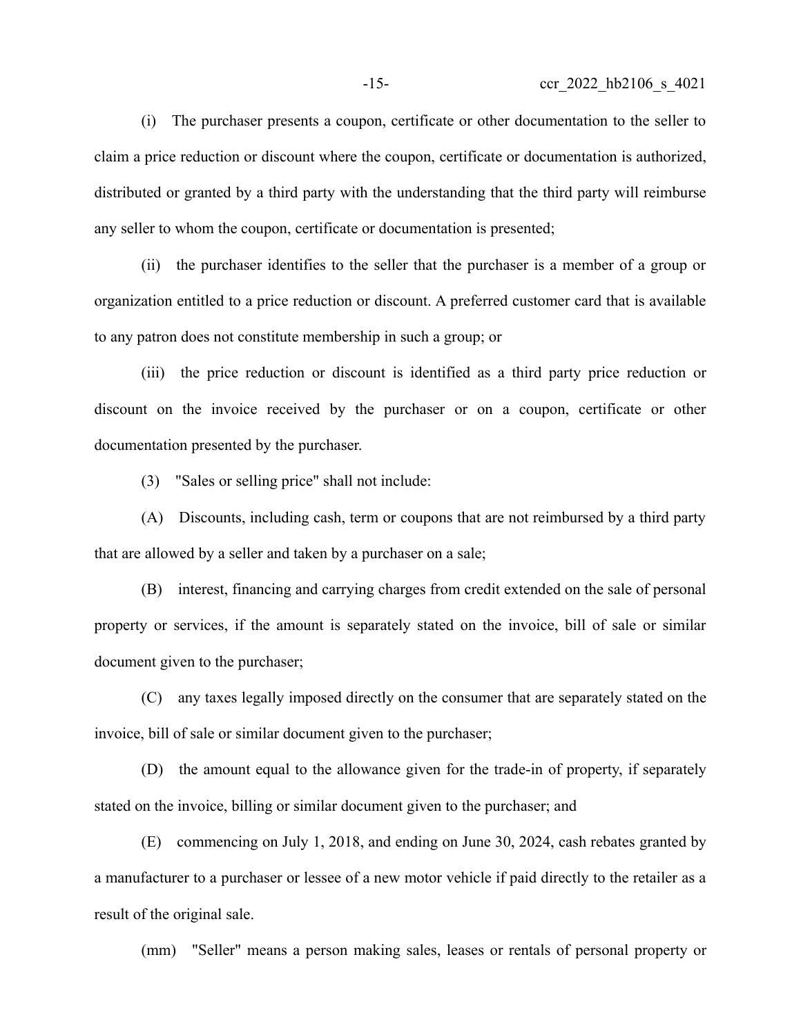(i) The purchaser presents a coupon, certificate or other documentation to the seller to claim a price reduction or discount where the coupon, certificate or documentation is authorized, distributed or granted by a third party with the understanding that the third party will reimburse any seller to whom the coupon, certificate or documentation is presented;

(ii) the purchaser identifies to the seller that the purchaser is a member of a group or organization entitled to a price reduction or discount. A preferred customer card that is available to any patron does not constitute membership in such a group; or

(iii) the price reduction or discount is identified as a third party price reduction or discount on the invoice received by the purchaser or on a coupon, certificate or other documentation presented by the purchaser.

(3) "Sales or selling price" shall not include:

(A) Discounts, including cash, term or coupons that are not reimbursed by a third party that are allowed by a seller and taken by a purchaser on a sale;

(B) interest, financing and carrying charges from credit extended on the sale of personal property or services, if the amount is separately stated on the invoice, bill of sale or similar document given to the purchaser;

(C) any taxes legally imposed directly on the consumer that are separately stated on the invoice, bill of sale or similar document given to the purchaser;

(D) the amount equal to the allowance given for the trade-in of property, if separately stated on the invoice, billing or similar document given to the purchaser; and

(E) commencing on July 1, 2018, and ending on June 30, 2024, cash rebates granted by a manufacturer to a purchaser or lessee of a new motor vehicle if paid directly to the retailer as a result of the original sale.

(mm) "Seller" means a person making sales, leases or rentals of personal property or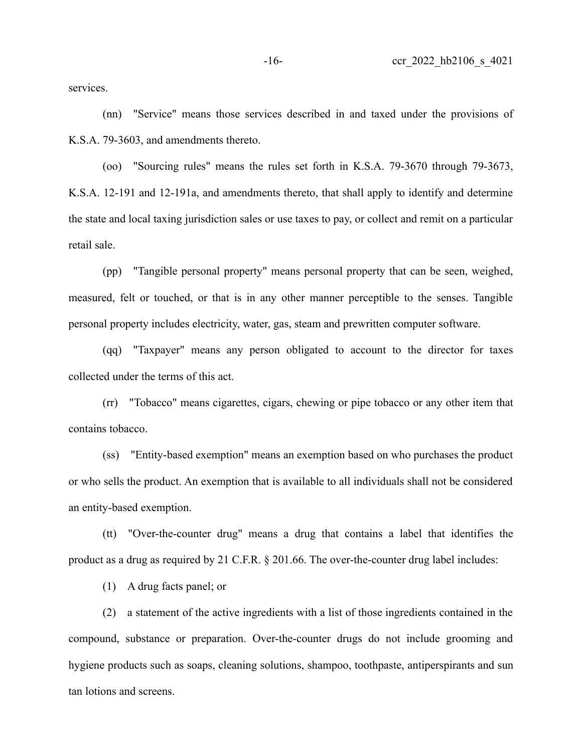services.

(nn) "Service" means those services described in and taxed under the provisions of K.S.A. 79-3603, and amendments thereto.

(oo) "Sourcing rules" means the rules set forth in K.S.A. 79-3670 through 79-3673, K.S.A. 12-191 and 12-191a, and amendments thereto, that shall apply to identify and determine the state and local taxing jurisdiction sales or use taxes to pay, or collect and remit on a particular retail sale.

(pp) "Tangible personal property" means personal property that can be seen, weighed, measured, felt or touched, or that is in any other manner perceptible to the senses. Tangible personal property includes electricity, water, gas, steam and prewritten computer software.

(qq) "Taxpayer" means any person obligated to account to the director for taxes collected under the terms of this act.

(rr) "Tobacco" means cigarettes, cigars, chewing or pipe tobacco or any other item that contains tobacco.

(ss) "Entity-based exemption" means an exemption based on who purchases the product or who sells the product. An exemption that is available to all individuals shall not be considered an entity-based exemption.

(tt) "Over-the-counter drug" means a drug that contains a label that identifies the product as a drug as required by 21 C.F.R. § 201.66. The over-the-counter drug label includes:

(1) A drug facts panel; or

(2) a statement of the active ingredients with a list of those ingredients contained in the compound, substance or preparation. Over-the-counter drugs do not include grooming and hygiene products such as soaps, cleaning solutions, shampoo, toothpaste, antiperspirants and sun tan lotions and screens.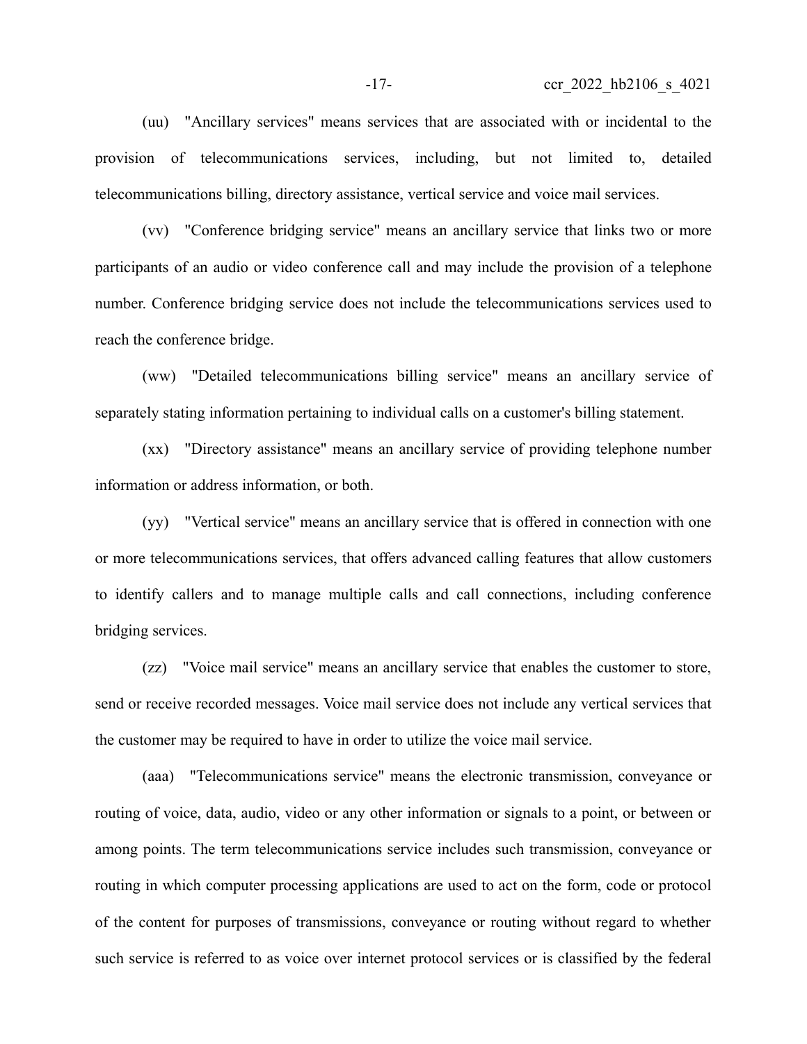(uu) "Ancillary services" means services that are associated with or incidental to the provision of telecommunications services, including, but not limited to, detailed telecommunications billing, directory assistance, vertical service and voice mail services.

(vv) "Conference bridging service" means an ancillary service that links two or more participants of an audio or video conference call and may include the provision of a telephone number. Conference bridging service does not include the telecommunications services used to reach the conference bridge.

(ww) "Detailed telecommunications billing service" means an ancillary service of separately stating information pertaining to individual calls on a customer's billing statement.

(xx) "Directory assistance" means an ancillary service of providing telephone number information or address information, or both.

(yy) "Vertical service" means an ancillary service that is offered in connection with one or more telecommunications services, that offers advanced calling features that allow customers to identify callers and to manage multiple calls and call connections, including conference bridging services.

(zz) "Voice mail service" means an ancillary service that enables the customer to store, send or receive recorded messages. Voice mail service does not include any vertical services that the customer may be required to have in order to utilize the voice mail service.

(aaa) "Telecommunications service" means the electronic transmission, conveyance or routing of voice, data, audio, video or any other information or signals to a point, or between or among points. The term telecommunications service includes such transmission, conveyance or routing in which computer processing applications are used to act on the form, code or protocol of the content for purposes of transmissions, conveyance or routing without regard to whether such service is referred to as voice over internet protocol services or is classified by the federal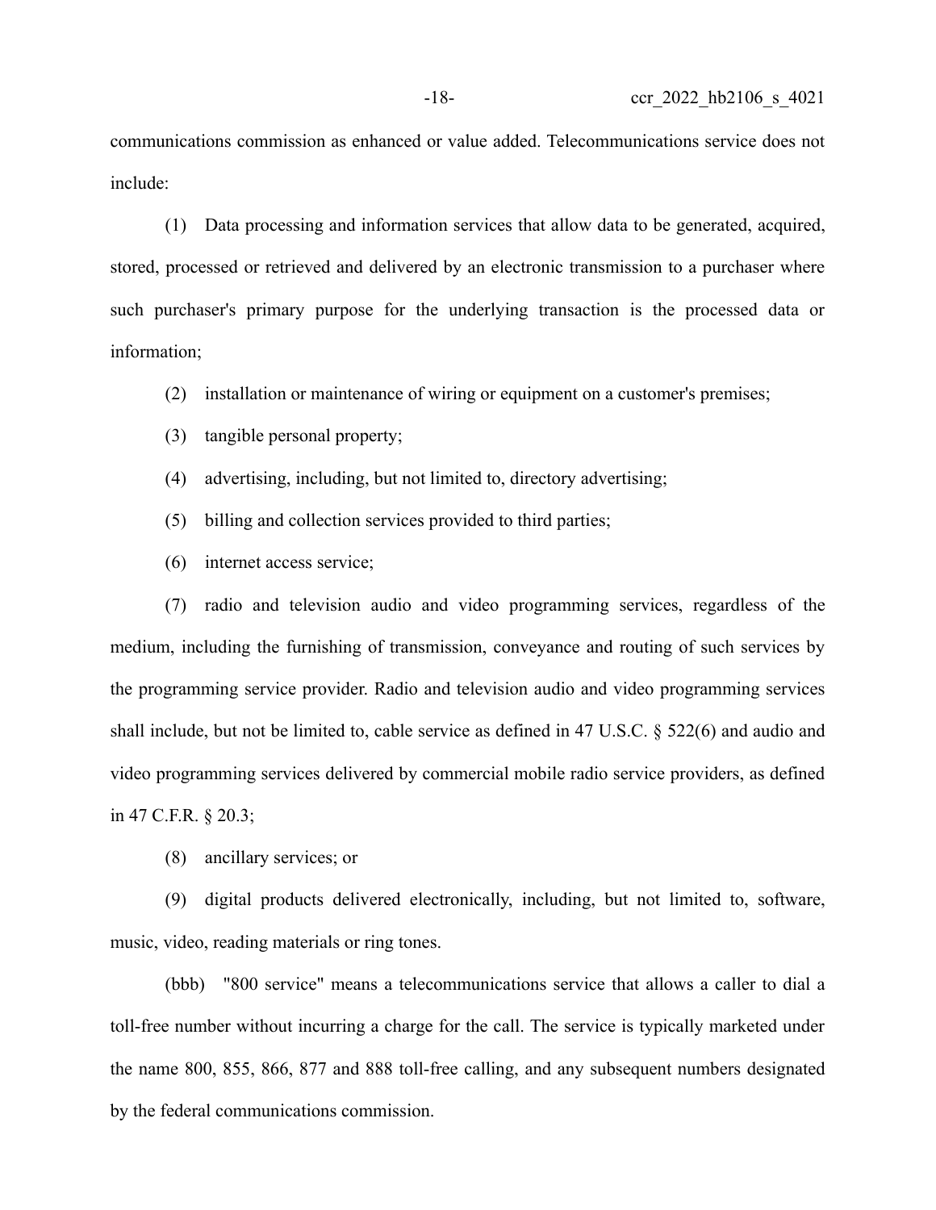communications commission as enhanced or value added. Telecommunications service does not include:

(1) Data processing and information services that allow data to be generated, acquired, stored, processed or retrieved and delivered by an electronic transmission to a purchaser where such purchaser's primary purpose for the underlying transaction is the processed data or information;

(2) installation or maintenance of wiring or equipment on a customer's premises;

(3) tangible personal property;

(4) advertising, including, but not limited to, directory advertising;

(5) billing and collection services provided to third parties;

(6) internet access service;

(7) radio and television audio and video programming services, regardless of the medium, including the furnishing of transmission, conveyance and routing of such services by the programming service provider. Radio and television audio and video programming services shall include, but not be limited to, cable service as defined in 47 U.S.C. § 522(6) and audio and video programming services delivered by commercial mobile radio service providers, as defined in 47 C.F.R. § 20.3;

(8) ancillary services; or

(9) digital products delivered electronically, including, but not limited to, software, music, video, reading materials or ring tones.

(bbb) "800 service" means a telecommunications service that allows a caller to dial a toll-free number without incurring a charge for the call. The service is typically marketed under the name 800, 855, 866, 877 and 888 toll-free calling, and any subsequent numbers designated by the federal communications commission.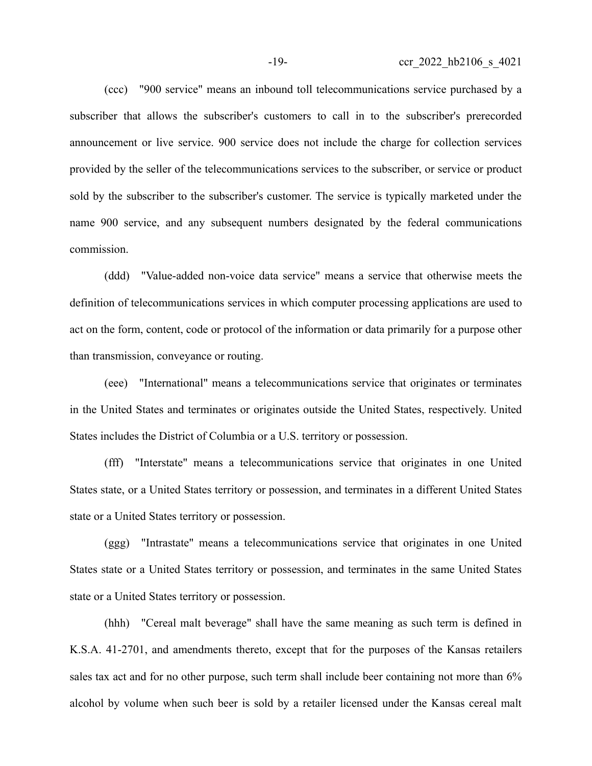(ccc) "900 service" means an inbound toll telecommunications service purchased by a subscriber that allows the subscriber's customers to call in to the subscriber's prerecorded announcement or live service. 900 service does not include the charge for collection services provided by the seller of the telecommunications services to the subscriber, or service or product sold by the subscriber to the subscriber's customer. The service is typically marketed under the name 900 service, and any subsequent numbers designated by the federal communications commission.

(ddd) "Value-added non-voice data service" means a service that otherwise meets the definition of telecommunications services in which computer processing applications are used to act on the form, content, code or protocol of the information or data primarily for a purpose other than transmission, conveyance or routing.

(eee) "International" means a telecommunications service that originates or terminates in the United States and terminates or originates outside the United States, respectively. United States includes the District of Columbia or a U.S. territory or possession.

(fff) "Interstate" means a telecommunications service that originates in one United States state, or a United States territory or possession, and terminates in a different United States state or a United States territory or possession.

(ggg) "Intrastate" means a telecommunications service that originates in one United States state or a United States territory or possession, and terminates in the same United States state or a United States territory or possession.

(hhh) "Cereal malt beverage" shall have the same meaning as such term is defined in K.S.A. 41-2701, and amendments thereto, except that for the purposes of the Kansas retailers sales tax act and for no other purpose, such term shall include beer containing not more than 6% alcohol by volume when such beer is sold by a retailer licensed under the Kansas cereal malt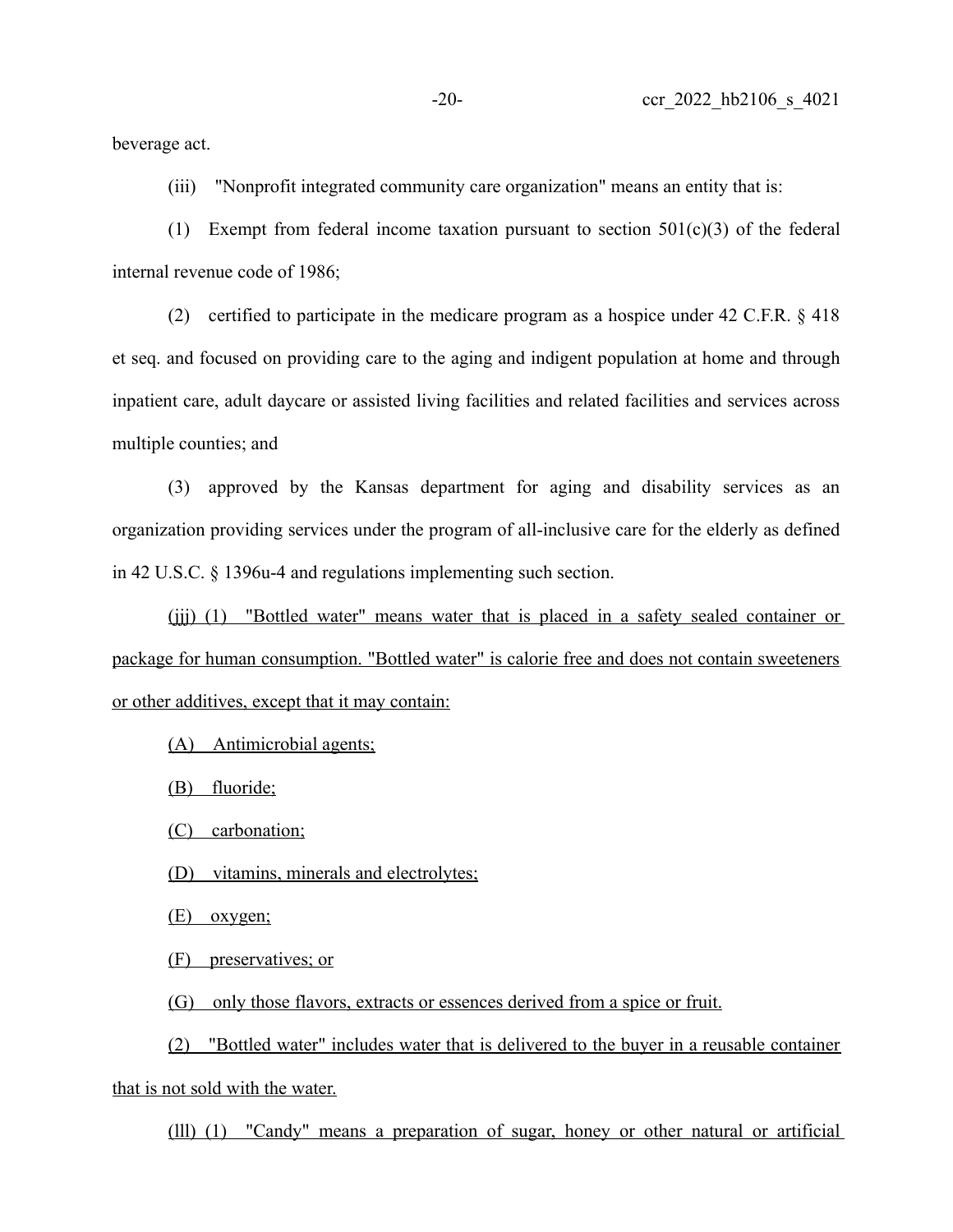beverage act.

(iii) "Nonprofit integrated community care organization" means an entity that is:

(1) Exempt from federal income taxation pursuant to section 501(c)(3) of the federal internal revenue code of 1986;

(2) certified to participate in the medicare program as a hospice under 42 C.F.R. § 418 et seq. and focused on providing care to the aging and indigent population at home and through inpatient care, adult daycare or assisted living facilities and related facilities and services across multiple counties; and

(3) approved by the Kansas department for aging and disability services as an organization providing services under the program of all-inclusive care for the elderly as defined in 42 U.S.C. § 1396u-4 and regulations implementing such section.

(jjj) (1) "Bottled water" means water that is placed in a safety sealed container or package for human consumption. "Bottled water" is calorie free and does not contain sweeteners or other additives, except that it may contain:

(A) Antimicrobial agents;

(B) fluoride;

(C) carbonation;

(D) vitamins, minerals and electrolytes;

(E) oxygen;

(F) preservatives; or

(G) only those flavors, extracts or essences derived from a spice or fruit.

(2) "Bottled water" includes water that is delivered to the buyer in a reusable container that is not sold with the water.

(lll) (1) "Candy" means a preparation of sugar, honey or other natural or artificial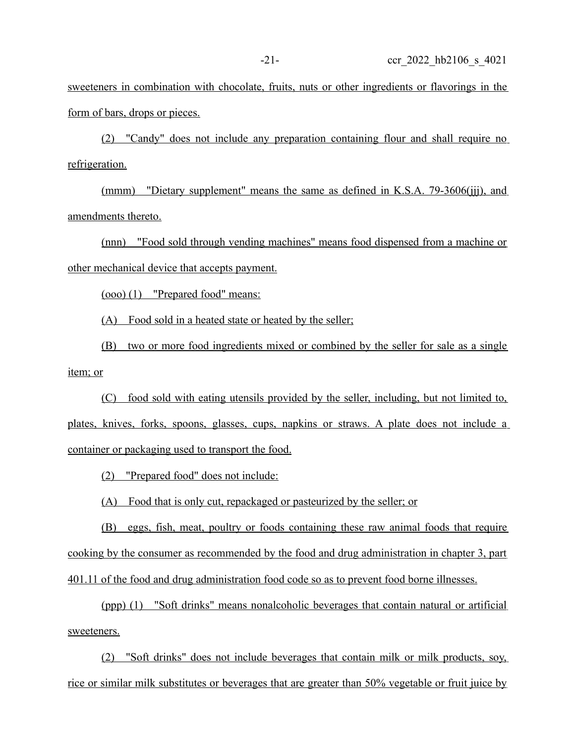sweeteners in combination with chocolate, fruits, nuts or other ingredients or flavorings in the form of bars, drops or pieces.

(2) "Candy" does not include any preparation containing flour and shall require no refrigeration.

(mmm) "Dietary supplement" means the same as defined in K.S.A. 79-3606(jjj), and amendments thereto.

(nnn) "Food sold through vending machines" means food dispensed from a machine or other mechanical device that accepts payment.

(ooo) (1) "Prepared food" means:

(A) Food sold in a heated state or heated by the seller;

(B) two or more food ingredients mixed or combined by the seller for sale as a single item; or

(C) food sold with eating utensils provided by the seller, including, but not limited to, plates, knives, forks, spoons, glasses, cups, napkins or straws. A plate does not include a container or packaging used to transport the food.

(2) "Prepared food" does not include:

(A) Food that is only cut, repackaged or pasteurized by the seller; or

(B) eggs, fish, meat, poultry or foods containing these raw animal foods that require cooking by the consumer as recommended by the food and drug administration in chapter 3, part 401.11 of the food and drug administration food code so as to prevent food borne illnesses.

(ppp) (1) "Soft drinks" means nonalcoholic beverages that contain natural or artificial sweeteners.

(2) "Soft drinks" does not include beverages that contain milk or milk products, soy, rice or similar milk substitutes or beverages that are greater than 50% vegetable or fruit juice by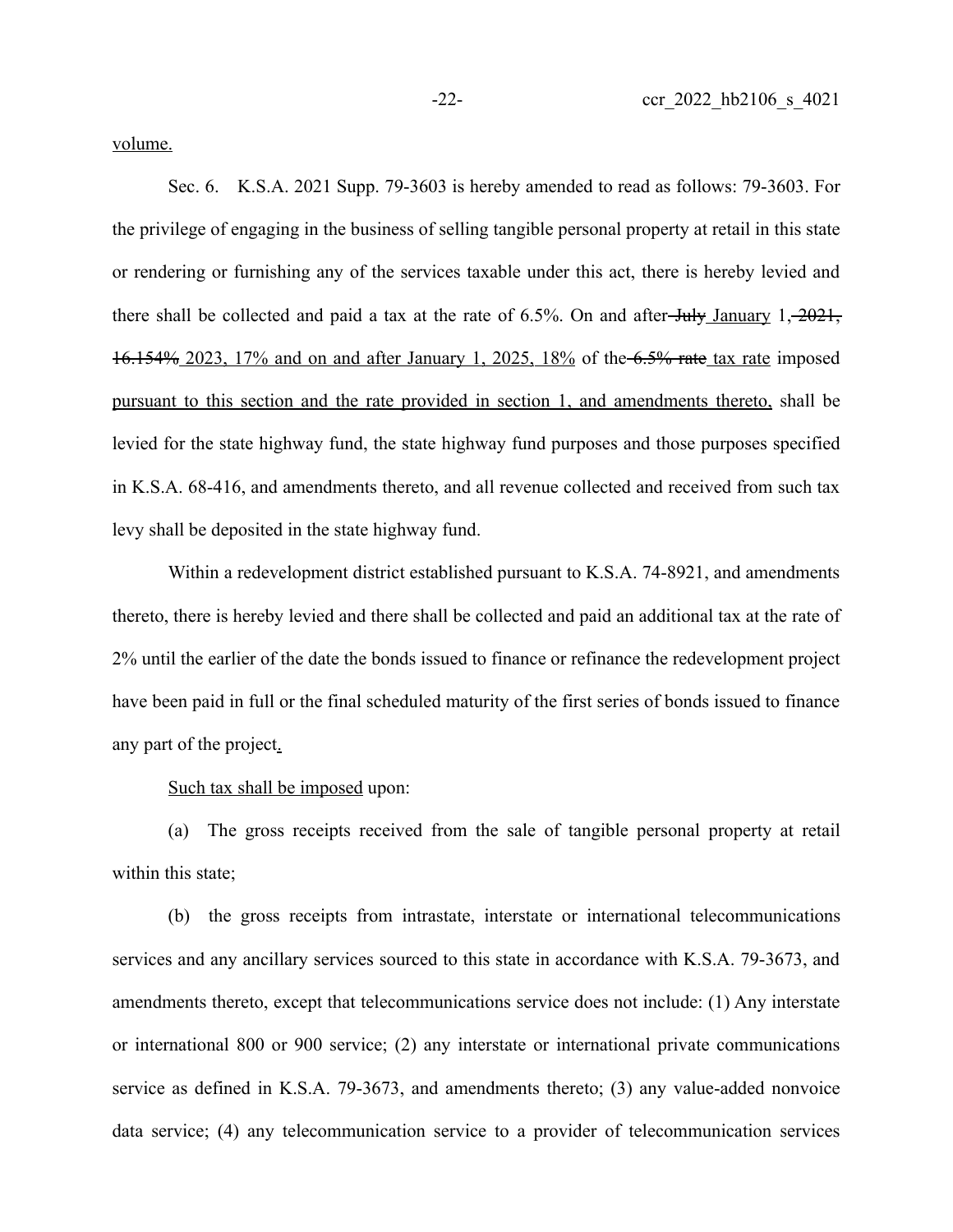volume.

Sec. 6. K.S.A. 2021 Supp. 79-3603 is hereby amended to read as follows: 79-3603. For the privilege of engaging in the business of selling tangible personal property at retail in this state or rendering or furnishing any of the services taxable under this act, there is hereby levied and there shall be collected and paid a tax at the rate of 6.5%. On and after ~~July~~ January 1, ~~2021, 16.154%~~ 2023, 17% and on and after January 1, 2025, 18% of the ~~6.5% rate~~ tax rate imposed pursuant to this section and the rate provided in section 1, and amendments thereto, shall be levied for the state highway fund, the state highway fund purposes and those purposes specified in K.S.A. 68-416, and amendments thereto, and all revenue collected and received from such tax levy shall be deposited in the state highway fund.

Within a redevelopment district established pursuant to K.S.A. 74-8921, and amendments thereto, there is hereby levied and there shall be collected and paid an additional tax at the rate of 2% until the earlier of the date the bonds issued to finance or refinance the redevelopment project have been paid in full or the final scheduled maturity of the first series of bonds issued to finance any part of the project.

Such tax shall be imposed upon:

(a) The gross receipts received from the sale of tangible personal property at retail within this state;

(b) the gross receipts from intrastate, interstate or international telecommunications services and any ancillary services sourced to this state in accordance with K.S.A. 79-3673, and amendments thereto, except that telecommunications service does not include: (1) Any interstate or international 800 or 900 service; (2) any interstate or international private communications service as defined in K.S.A. 79-3673, and amendments thereto; (3) any value-added nonvoice data service; (4) any telecommunication service to a provider of telecommunication services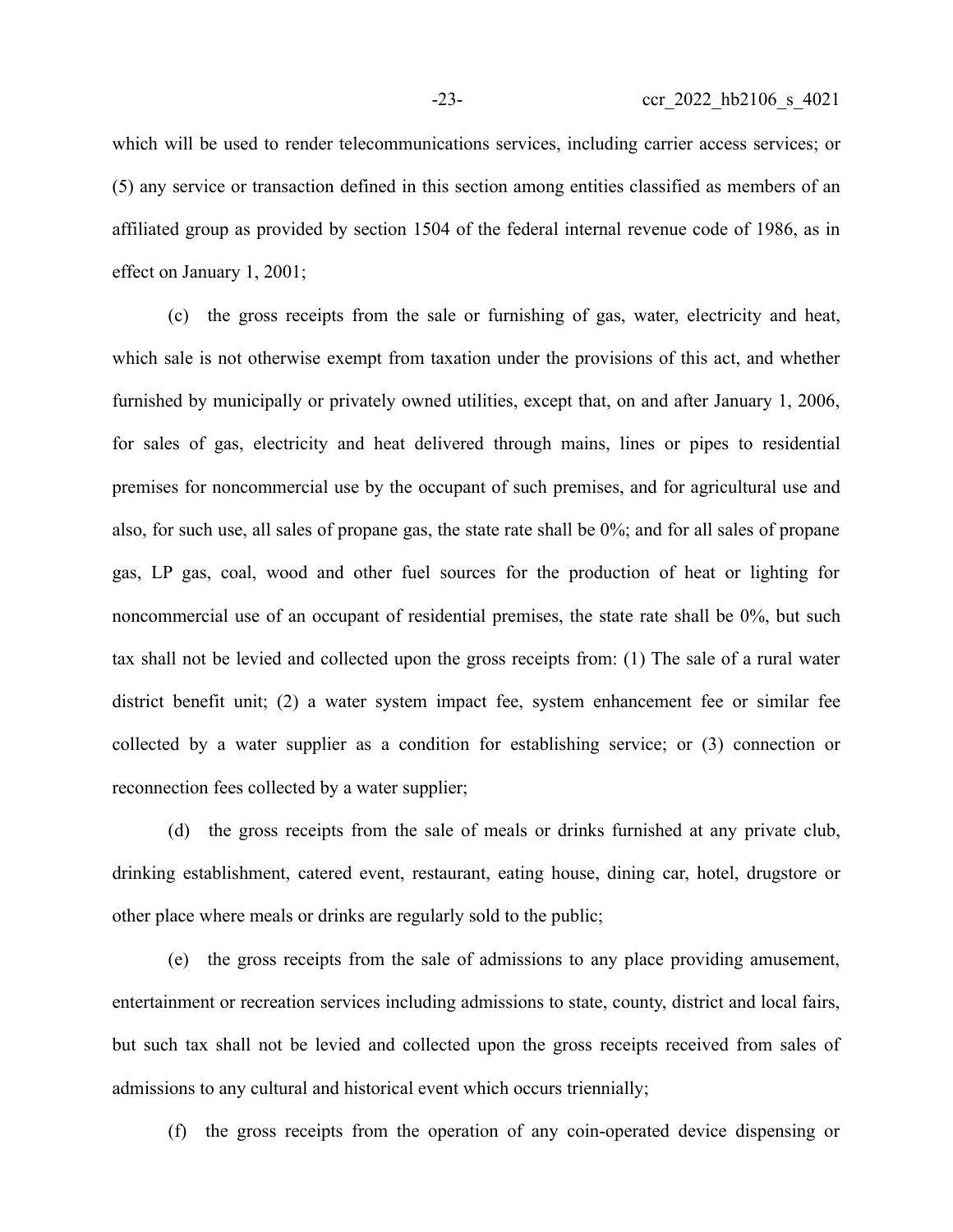which will be used to render telecommunications services, including carrier access services; or (5) any service or transaction defined in this section among entities classified as members of an affiliated group as provided by section 1504 of the federal internal revenue code of 1986, as in effect on January 1, 2001;

(c) the gross receipts from the sale or furnishing of gas, water, electricity and heat, which sale is not otherwise exempt from taxation under the provisions of this act, and whether furnished by municipally or privately owned utilities, except that, on and after January 1, 2006, for sales of gas, electricity and heat delivered through mains, lines or pipes to residential premises for noncommercial use by the occupant of such premises, and for agricultural use and also, for such use, all sales of propane gas, the state rate shall be 0%; and for all sales of propane gas, LP gas, coal, wood and other fuel sources for the production of heat or lighting for noncommercial use of an occupant of residential premises, the state rate shall be 0%, but such tax shall not be levied and collected upon the gross receipts from: (1) The sale of a rural water district benefit unit; (2) a water system impact fee, system enhancement fee or similar fee collected by a water supplier as a condition for establishing service; or (3) connection or reconnection fees collected by a water supplier;

(d) the gross receipts from the sale of meals or drinks furnished at any private club, drinking establishment, catered event, restaurant, eating house, dining car, hotel, drugstore or other place where meals or drinks are regularly sold to the public;

(e) the gross receipts from the sale of admissions to any place providing amusement, entertainment or recreation services including admissions to state, county, district and local fairs, but such tax shall not be levied and collected upon the gross receipts received from sales of admissions to any cultural and historical event which occurs triennially;

(f) the gross receipts from the operation of any coin-operated device dispensing or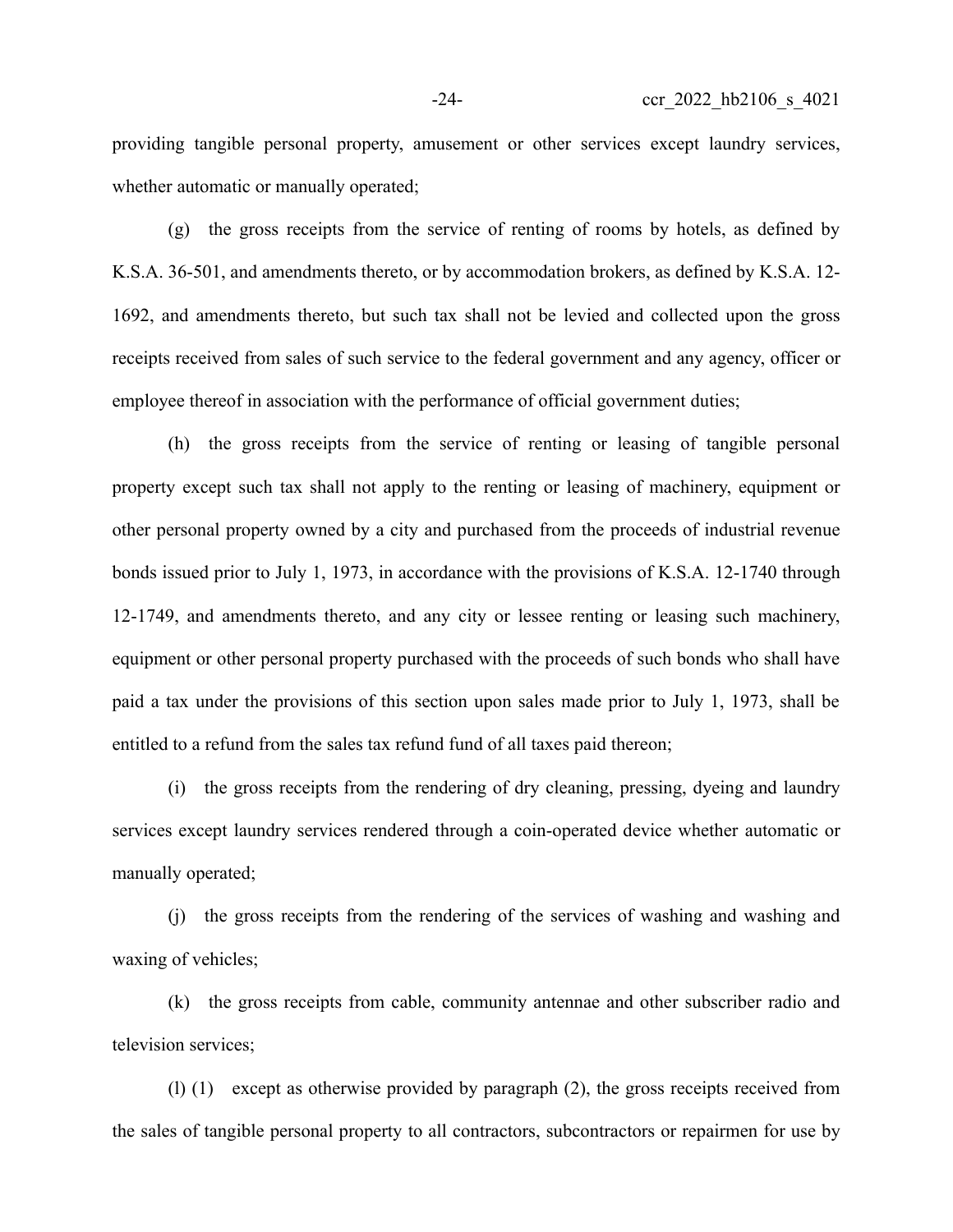providing tangible personal property, amusement or other services except laundry services, whether automatic or manually operated;

(g) the gross receipts from the service of renting of rooms by hotels, as defined by K.S.A. 36-501, and amendments thereto, or by accommodation brokers, as defined by K.S.A. 12-1692, and amendments thereto, but such tax shall not be levied and collected upon the gross receipts received from sales of such service to the federal government and any agency, officer or employee thereof in association with the performance of official government duties;

(h) the gross receipts from the service of renting or leasing of tangible personal property except such tax shall not apply to the renting or leasing of machinery, equipment or other personal property owned by a city and purchased from the proceeds of industrial revenue bonds issued prior to July 1, 1973, in accordance with the provisions of K.S.A. 12-1740 through 12-1749, and amendments thereto, and any city or lessee renting or leasing such machinery, equipment or other personal property purchased with the proceeds of such bonds who shall have paid a tax under the provisions of this section upon sales made prior to July 1, 1973, shall be entitled to a refund from the sales tax refund fund of all taxes paid thereon;

(i) the gross receipts from the rendering of dry cleaning, pressing, dyeing and laundry services except laundry services rendered through a coin-operated device whether automatic or manually operated;

(j) the gross receipts from the rendering of the services of washing and washing and waxing of vehicles;

(k) the gross receipts from cable, community antennae and other subscriber radio and television services;

(l) (1) except as otherwise provided by paragraph (2), the gross receipts received from the sales of tangible personal property to all contractors, subcontractors or repairmen for use by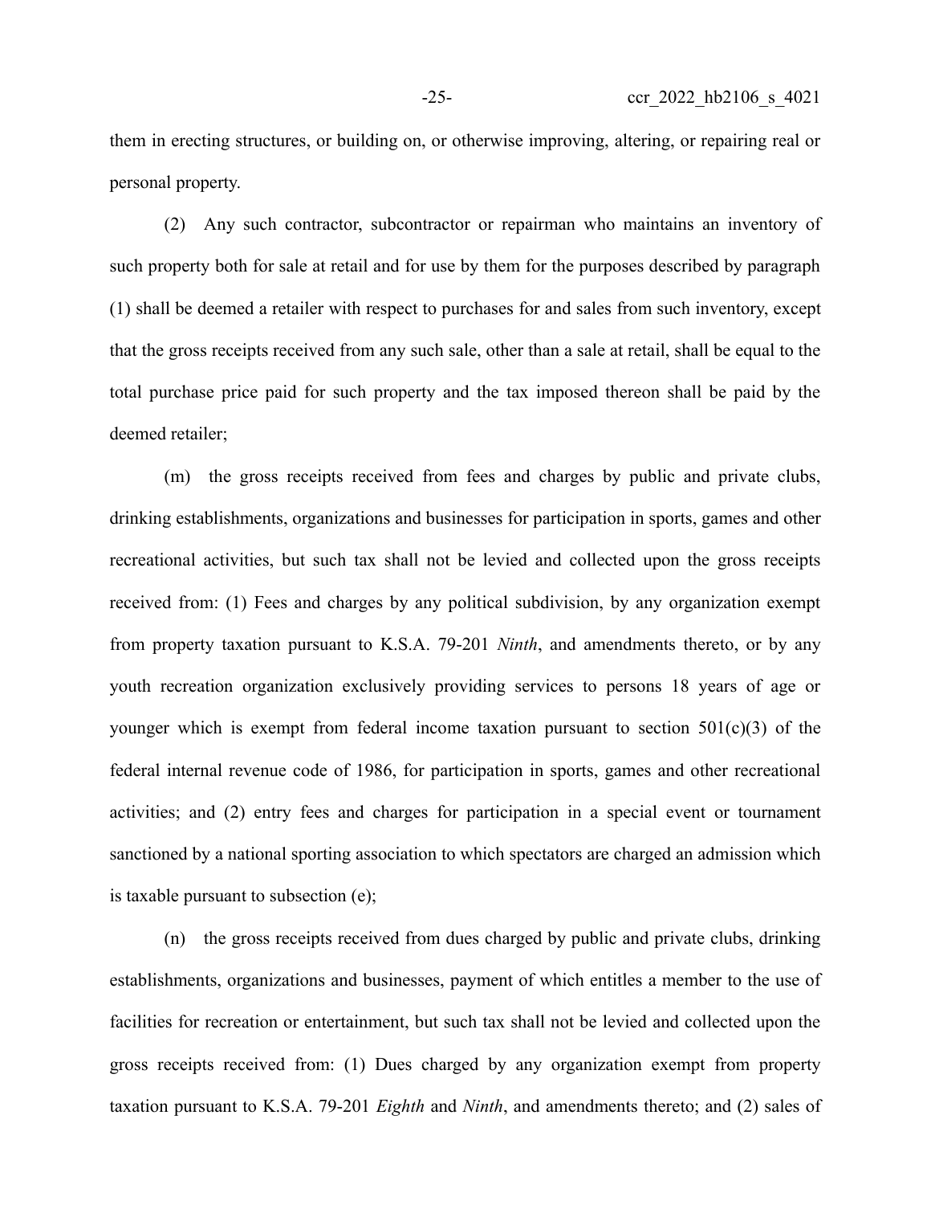them in erecting structures, or building on, or otherwise improving, altering, or repairing real or personal property.

(2) Any such contractor, subcontractor or repairman who maintains an inventory of such property both for sale at retail and for use by them for the purposes described by paragraph (1) shall be deemed a retailer with respect to purchases for and sales from such inventory, except that the gross receipts received from any such sale, other than a sale at retail, shall be equal to the total purchase price paid for such property and the tax imposed thereon shall be paid by the deemed retailer;

(m) the gross receipts received from fees and charges by public and private clubs, drinking establishments, organizations and businesses for participation in sports, games and other recreational activities, but such tax shall not be levied and collected upon the gross receipts received from: (1) Fees and charges by any political subdivision, by any organization exempt from property taxation pursuant to K.S.A. 79-201 *Ninth*, and amendments thereto, or by any youth recreation organization exclusively providing services to persons 18 years of age or younger which is exempt from federal income taxation pursuant to section 501(c)(3) of the federal internal revenue code of 1986, for participation in sports, games and other recreational activities; and (2) entry fees and charges for participation in a special event or tournament sanctioned by a national sporting association to which spectators are charged an admission which is taxable pursuant to subsection (e);

(n) the gross receipts received from dues charged by public and private clubs, drinking establishments, organizations and businesses, payment of which entitles a member to the use of facilities for recreation or entertainment, but such tax shall not be levied and collected upon the gross receipts received from: (1) Dues charged by any organization exempt from property taxation pursuant to K.S.A. 79-201 *Eighth* and *Ninth*, and amendments thereto; and (2) sales of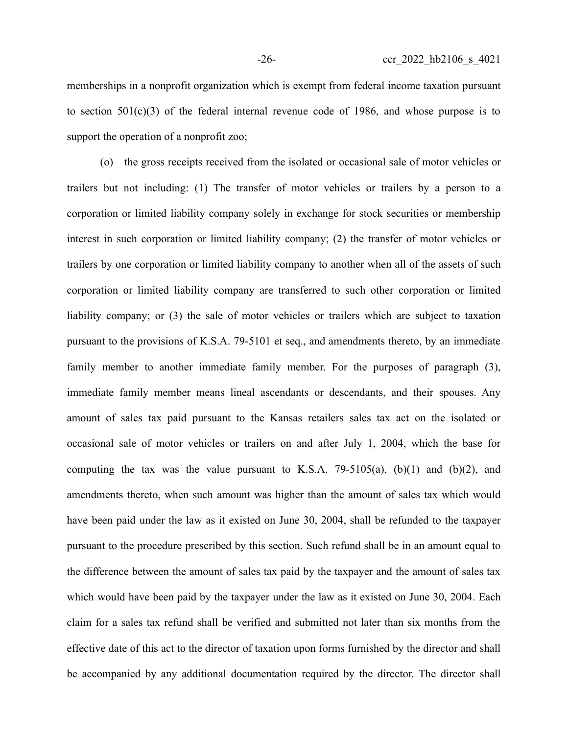memberships in a nonprofit organization which is exempt from federal income taxation pursuant to section 501(c)(3) of the federal internal revenue code of 1986, and whose purpose is to support the operation of a nonprofit zoo;

(o) the gross receipts received from the isolated or occasional sale of motor vehicles or trailers but not including: (1) The transfer of motor vehicles or trailers by a person to a corporation or limited liability company solely in exchange for stock securities or membership interest in such corporation or limited liability company; (2) the transfer of motor vehicles or trailers by one corporation or limited liability company to another when all of the assets of such corporation or limited liability company are transferred to such other corporation or limited liability company; or (3) the sale of motor vehicles or trailers which are subject to taxation pursuant to the provisions of K.S.A. 79-5101 et seq., and amendments thereto, by an immediate family member to another immediate family member. For the purposes of paragraph (3), immediate family member means lineal ascendants or descendants, and their spouses. Any amount of sales tax paid pursuant to the Kansas retailers sales tax act on the isolated or occasional sale of motor vehicles or trailers on and after July 1, 2004, which the base for computing the tax was the value pursuant to K.S.A. 79-5105(a), (b)(1) and (b)(2), and amendments thereto, when such amount was higher than the amount of sales tax which would have been paid under the law as it existed on June 30, 2004, shall be refunded to the taxpayer pursuant to the procedure prescribed by this section. Such refund shall be in an amount equal to the difference between the amount of sales tax paid by the taxpayer and the amount of sales tax which would have been paid by the taxpayer under the law as it existed on June 30, 2004. Each claim for a sales tax refund shall be verified and submitted not later than six months from the effective date of this act to the director of taxation upon forms furnished by the director and shall be accompanied by any additional documentation required by the director. The director shall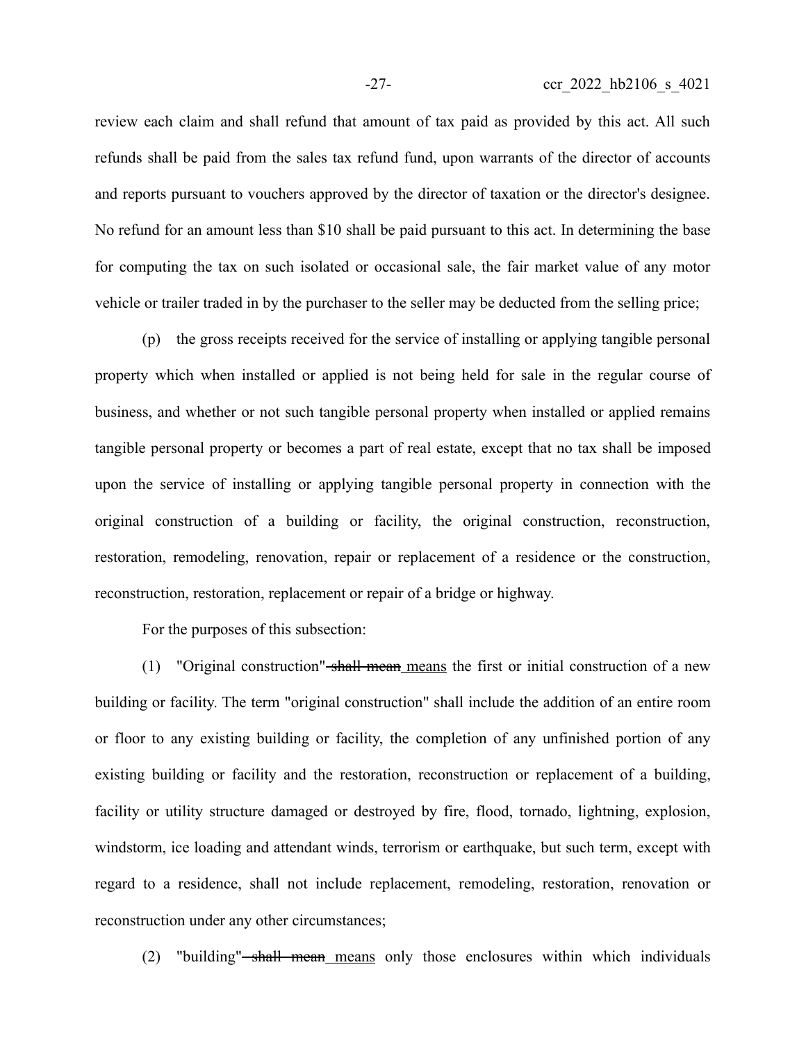review each claim and shall refund that amount of tax paid as provided by this act. All such refunds shall be paid from the sales tax refund fund, upon warrants of the director of accounts and reports pursuant to vouchers approved by the director of taxation or the director's designee. No refund for an amount less than $10 shall be paid pursuant to this act. In determining the base for computing the tax on such isolated or occasional sale, the fair market value of any motor vehicle or trailer traded in by the purchaser to the seller may be deducted from the selling price;

(p) the gross receipts received for the service of installing or applying tangible personal property which when installed or applied is not being held for sale in the regular course of business, and whether or not such tangible personal property when installed or applied remains tangible personal property or becomes a part of real estate, except that no tax shall be imposed upon the service of installing or applying tangible personal property in connection with the original construction of a building or facility, the original construction, reconstruction, restoration, remodeling, renovation, repair or replacement of a residence or the construction, reconstruction, restoration, replacement or repair of a bridge or highway.

For the purposes of this subsection:

(1) "Original construction" ~~shall mean~~ means the first or initial construction of a new building or facility. The term "original construction" shall include the addition of an entire room or floor to any existing building or facility, the completion of any unfinished portion of any existing building or facility and the restoration, reconstruction or replacement of a building, facility or utility structure damaged or destroyed by fire, flood, tornado, lightning, explosion, windstorm, ice loading and attendant winds, terrorism or earthquake, but such term, except with regard to a residence, shall not include replacement, remodeling, restoration, renovation or reconstruction under any other circumstances;

(2) "building" ~~shall mean~~ means only those enclosures within which individuals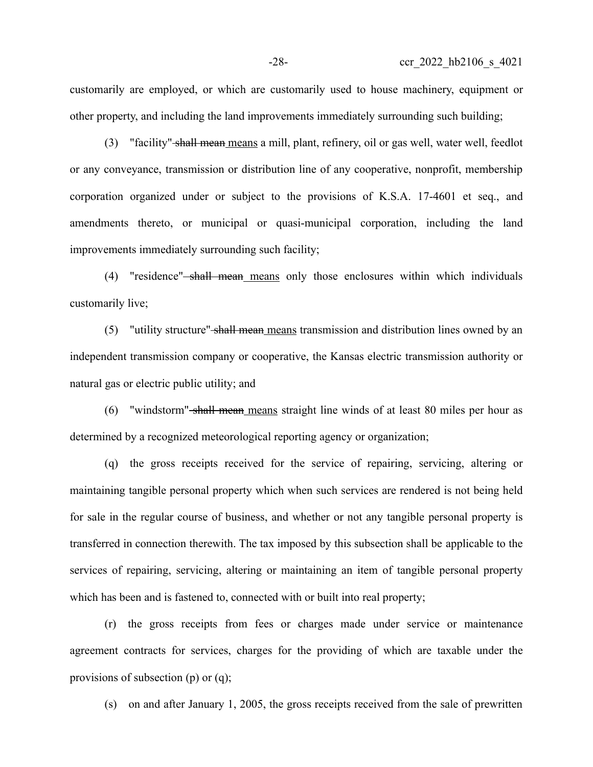customarily are employed, or which are customarily used to house machinery, equipment or other property, and including the land improvements immediately surrounding such building;

(3) "facility" ~~shall mean~~ means a mill, plant, refinery, oil or gas well, water well, feedlot or any conveyance, transmission or distribution line of any cooperative, nonprofit, membership corporation organized under or subject to the provisions of K.S.A. 17-4601 et seq., and amendments thereto, or municipal or quasi-municipal corporation, including the land improvements immediately surrounding such facility;

(4) "residence" ~~shall mean~~ means only those enclosures within which individuals customarily live;

(5) "utility structure" ~~shall mean~~ means transmission and distribution lines owned by an independent transmission company or cooperative, the Kansas electric transmission authority or natural gas or electric public utility; and

(6) "windstorm" ~~shall mean~~ means straight line winds of at least 80 miles per hour as determined by a recognized meteorological reporting agency or organization;

(q) the gross receipts received for the service of repairing, servicing, altering or maintaining tangible personal property which when such services are rendered is not being held for sale in the regular course of business, and whether or not any tangible personal property is transferred in connection therewith. The tax imposed by this subsection shall be applicable to the services of repairing, servicing, altering or maintaining an item of tangible personal property which has been and is fastened to, connected with or built into real property;

(r) the gross receipts from fees or charges made under service or maintenance agreement contracts for services, charges for the providing of which are taxable under the provisions of subsection (p) or (q);

(s) on and after January 1, 2005, the gross receipts received from the sale of prewritten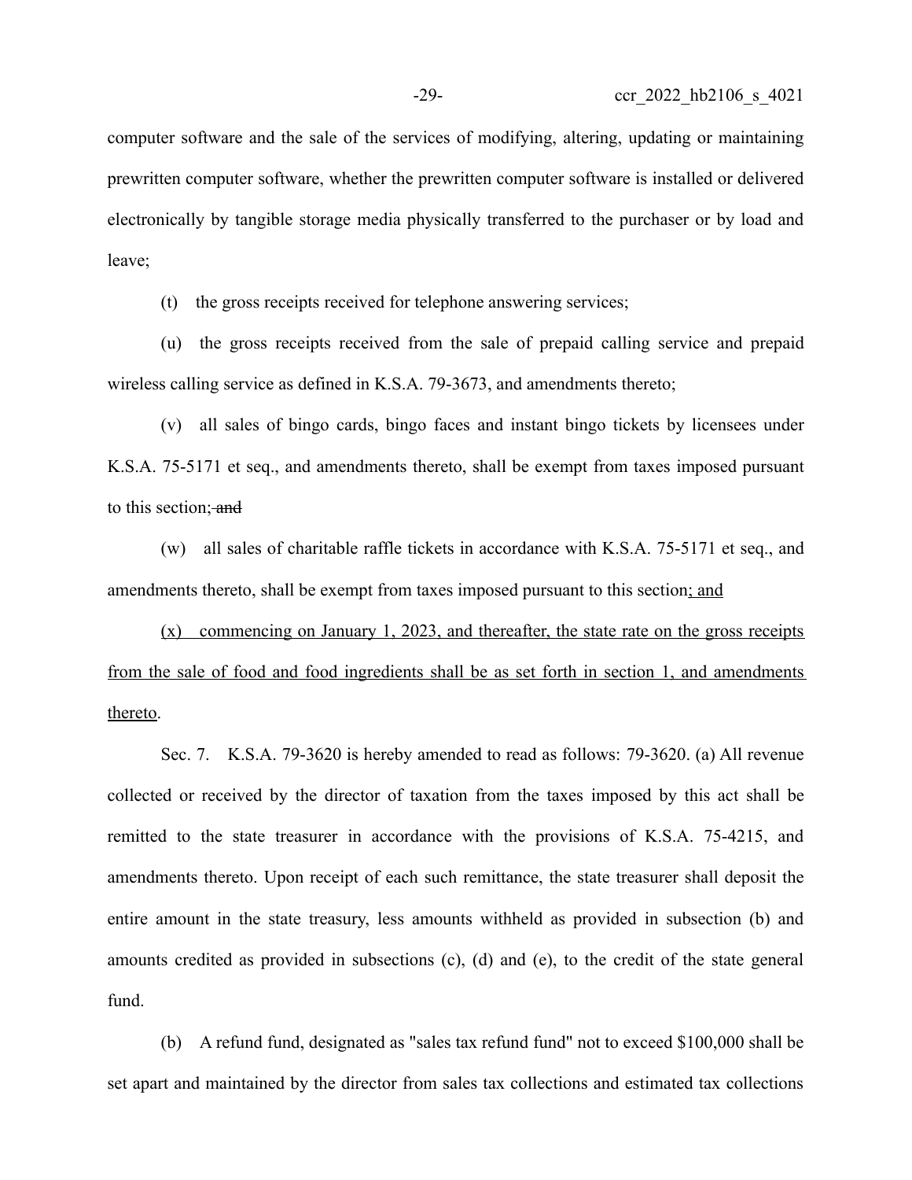computer software and the sale of the services of modifying, altering, updating or maintaining prewritten computer software, whether the prewritten computer software is installed or delivered electronically by tangible storage media physically transferred to the purchaser or by load and leave;

(t) the gross receipts received for telephone answering services;

(u) the gross receipts received from the sale of prepaid calling service and prepaid wireless calling service as defined in K.S.A. 79-3673, and amendments thereto;

(v) all sales of bingo cards, bingo faces and instant bingo tickets by licensees under K.S.A. 75-5171 et seq., and amendments thereto, shall be exempt from taxes imposed pursuant to this section; ~~and~~

(w) all sales of charitable raffle tickets in accordance with K.S.A. 75-5171 et seq., and amendments thereto, shall be exempt from taxes imposed pursuant to this section<u>; and</u>

<u>(x) commencing on January 1, 2023, and thereafter, the state rate on the gross receipts from the sale of food and food ingredients shall be as set forth in section 1, and amendments thereto</u>.

Sec. 7. K.S.A. 79-3620 is hereby amended to read as follows: 79-3620. (a) All revenue collected or received by the director of taxation from the taxes imposed by this act shall be remitted to the state treasurer in accordance with the provisions of K.S.A. 75-4215, and amendments thereto. Upon receipt of each such remittance, the state treasurer shall deposit the entire amount in the state treasury, less amounts withheld as provided in subsection (b) and amounts credited as provided in subsections (c), (d) and (e), to the credit of the state general fund.

(b) A refund fund, designated as "sales tax refund fund" not to exceed $100,000 shall be set apart and maintained by the director from sales tax collections and estimated tax collections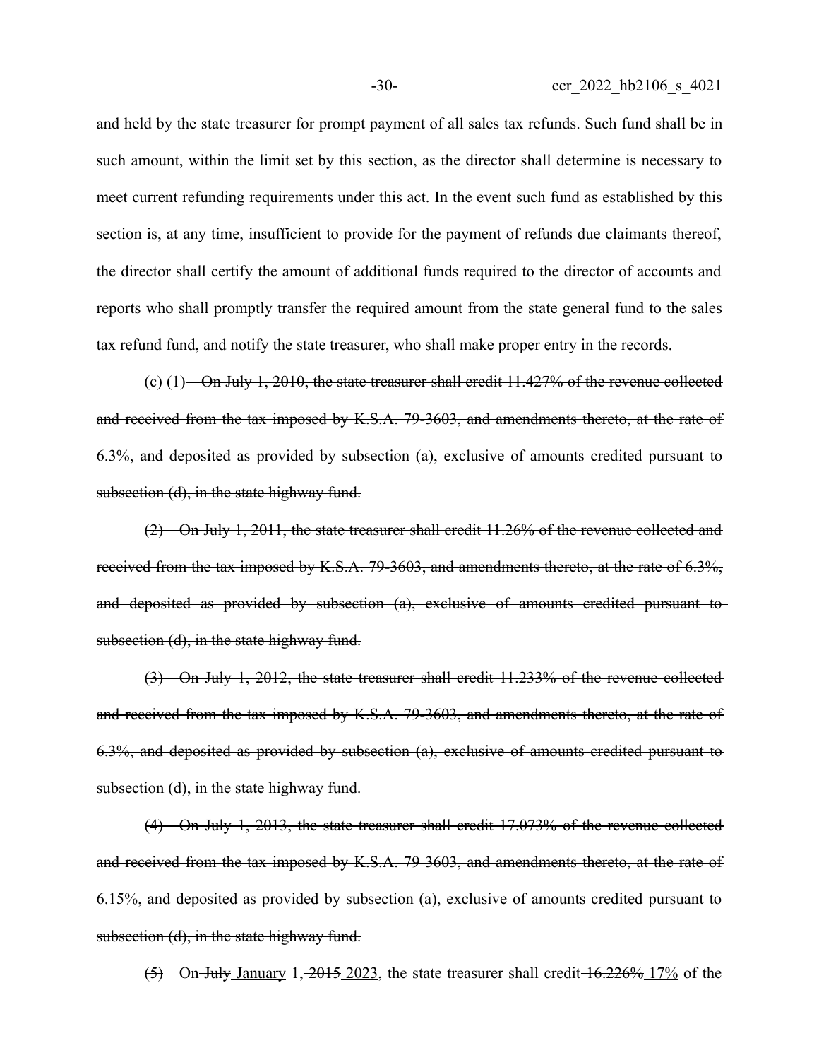and held by the state treasurer for prompt payment of all sales tax refunds. Such fund shall be in such amount, within the limit set by this section, as the director shall determine is necessary to meet current refunding requirements under this act. In the event such fund as established by this section is, at any time, insufficient to provide for the payment of refunds due claimants thereof, the director shall certify the amount of additional funds required to the director of accounts and reports who shall promptly transfer the required amount from the state general fund to the sales tax refund fund, and notify the state treasurer, who shall make proper entry in the records.

(c) (1) ~~On July 1, 2010, the state treasurer shall credit 11.427% of the revenue collected and received from the tax imposed by K.S.A. 79-3603, and amendments thereto, at the rate of 6.3%, and deposited as provided by subsection (a), exclusive of amounts credited pursuant to subsection (d), in the state highway fund.~~

~~(2) On July 1, 2011, the state treasurer shall credit 11.26% of the revenue collected and received from the tax imposed by K.S.A. 79-3603, and amendments thereto, at the rate of 6.3%, and deposited as provided by subsection (a), exclusive of amounts credited pursuant to subsection (d), in the state highway fund.~~

~~(3) On July 1, 2012, the state treasurer shall credit 11.233% of the revenue collected and received from the tax imposed by K.S.A. 79-3603, and amendments thereto, at the rate of 6.3%, and deposited as provided by subsection (a), exclusive of amounts credited pursuant to subsection (d), in the state highway fund.~~

~~(4) On July 1, 2013, the state treasurer shall credit 17.073% of the revenue collected and received from the tax imposed by K.S.A. 79-3603, and amendments thereto, at the rate of 6.15%, and deposited as provided by subsection (a), exclusive of amounts credited pursuant to subsection (d), in the state highway fund.~~

~~(5)~~ On ~~July~~ <u>January</u> 1, ~~2015~~ <u>2023</u>, the state treasurer shall credit ~~16.226%~~ <u>17%</u> of the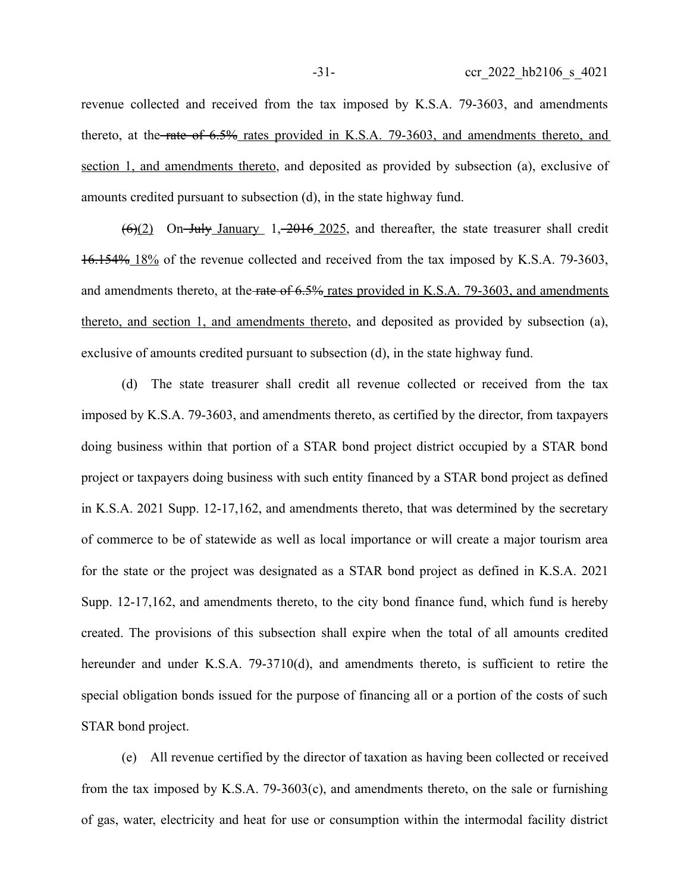revenue collected and received from the tax imposed by K.S.A. 79-3603, and amendments thereto, at the ~~rate of 6.5%~~ rates provided in K.S.A. 79-3603, and amendments thereto, and section 1, and amendments thereto, and deposited as provided by subsection (a), exclusive of amounts credited pursuant to subsection (d), in the state highway fund.

~~(6)~~(2) On ~~July~~ January 1, ~~2016~~ 2025, and thereafter, the state treasurer shall credit ~~16.154%~~ 18% of the revenue collected and received from the tax imposed by K.S.A. 79-3603, and amendments thereto, at the ~~rate of 6.5%~~ rates provided in K.S.A. 79-3603, and amendments thereto, and section 1, and amendments thereto, and deposited as provided by subsection (a), exclusive of amounts credited pursuant to subsection (d), in the state highway fund.

(d) The state treasurer shall credit all revenue collected or received from the tax imposed by K.S.A. 79-3603, and amendments thereto, as certified by the director, from taxpayers doing business within that portion of a STAR bond project district occupied by a STAR bond project or taxpayers doing business with such entity financed by a STAR bond project as defined in K.S.A. 2021 Supp. 12-17,162, and amendments thereto, that was determined by the secretary of commerce to be of statewide as well as local importance or will create a major tourism area for the state or the project was designated as a STAR bond project as defined in K.S.A. 2021 Supp. 12-17,162, and amendments thereto, to the city bond finance fund, which fund is hereby created. The provisions of this subsection shall expire when the total of all amounts credited hereunder and under K.S.A. 79-3710(d), and amendments thereto, is sufficient to retire the special obligation bonds issued for the purpose of financing all or a portion of the costs of such STAR bond project.

(e) All revenue certified by the director of taxation as having been collected or received from the tax imposed by K.S.A. 79-3603(c), and amendments thereto, on the sale or furnishing of gas, water, electricity and heat for use or consumption within the intermodal facility district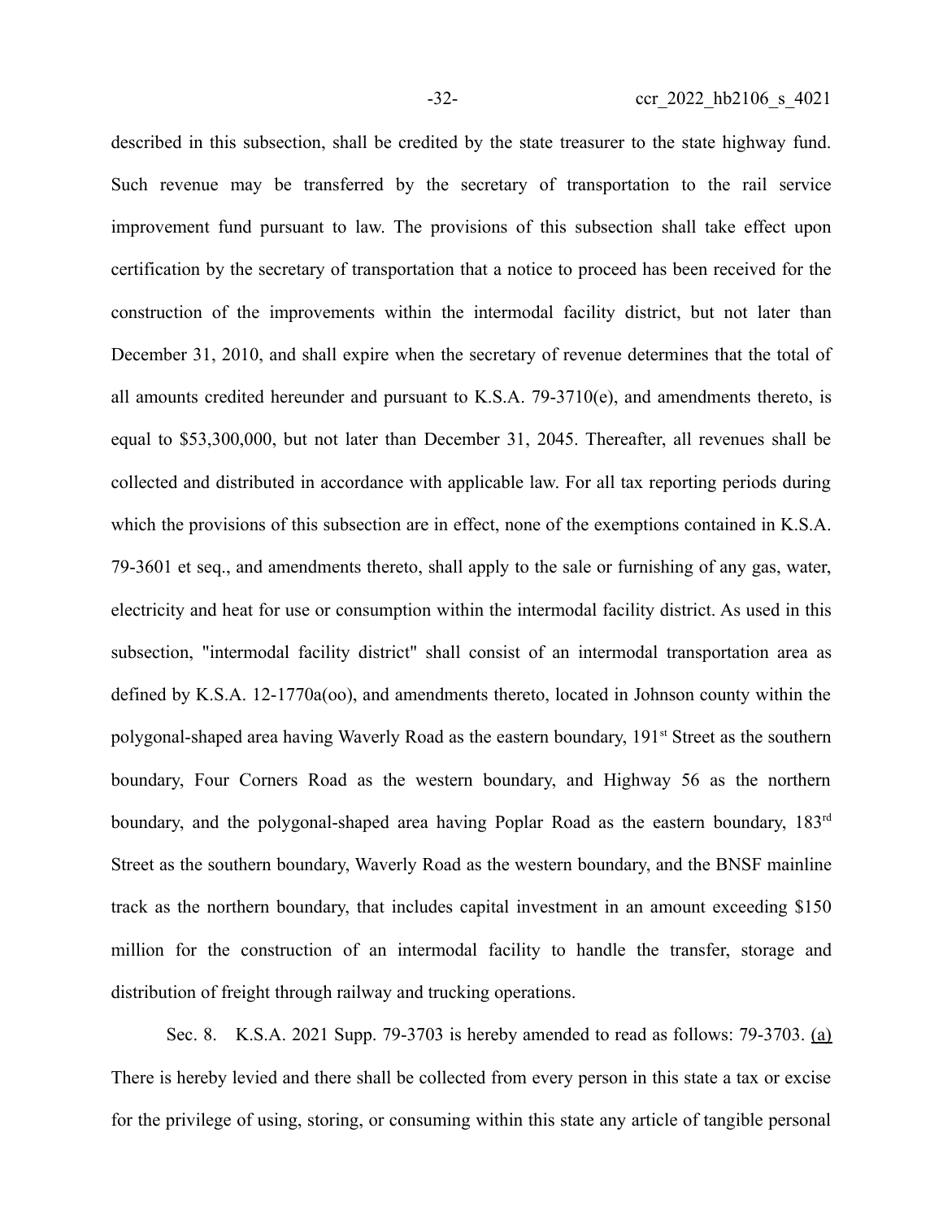described in this subsection, shall be credited by the state treasurer to the state highway fund. Such revenue may be transferred by the secretary of transportation to the rail service improvement fund pursuant to law. The provisions of this subsection shall take effect upon certification by the secretary of transportation that a notice to proceed has been received for the construction of the improvements within the intermodal facility district, but not later than December 31, 2010, and shall expire when the secretary of revenue determines that the total of all amounts credited hereunder and pursuant to K.S.A. 79-3710(e), and amendments thereto, is equal to $53,300,000, but not later than December 31, 2045. Thereafter, all revenues shall be collected and distributed in accordance with applicable law. For all tax reporting periods during which the provisions of this subsection are in effect, none of the exemptions contained in K.S.A. 79-3601 et seq., and amendments thereto, shall apply to the sale or furnishing of any gas, water, electricity and heat for use or consumption within the intermodal facility district. As used in this subsection, "intermodal facility district" shall consist of an intermodal transportation area as defined by K.S.A. 12-1770a(oo), and amendments thereto, located in Johnson county within the polygonal-shaped area having Waverly Road as the eastern boundary, 191st Street as the southern boundary, Four Corners Road as the western boundary, and Highway 56 as the northern boundary, and the polygonal-shaped area having Poplar Road as the eastern boundary, 183rd Street as the southern boundary, Waverly Road as the western boundary, and the BNSF mainline track as the northern boundary, that includes capital investment in an amount exceeding $150 million for the construction of an intermodal facility to handle the transfer, storage and distribution of freight through railway and trucking operations.

Sec. 8. K.S.A. 2021 Supp. 79-3703 is hereby amended to read as follows: 79-3703. (a) There is hereby levied and there shall be collected from every person in this state a tax or excise for the privilege of using, storing, or consuming within this state any article of tangible personal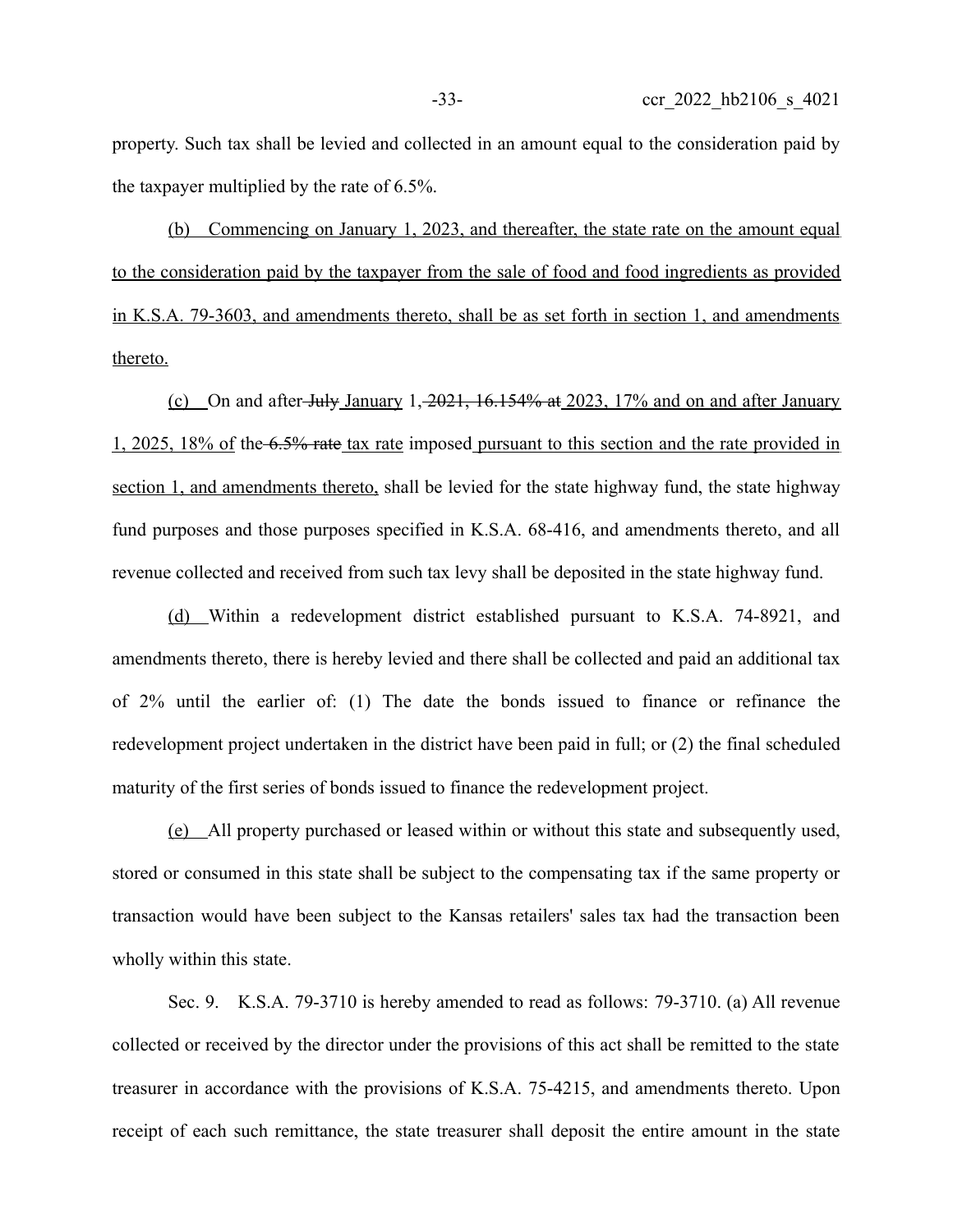property. Such tax shall be levied and collected in an amount equal to the consideration paid by the taxpayer multiplied by the rate of 6.5%.

(b) Commencing on January 1, 2023, and thereafter, the state rate on the amount equal to the consideration paid by the taxpayer from the sale of food and food ingredients as provided in K.S.A. 79-3603, and amendments thereto, shall be as set forth in section 1, and amendments thereto.

(c) On and after ~~July~~ January 1, ~~2021, 16.154% at~~ 2023, 17% and on and after January 1, 2025, 18% of the ~~6.5% rate~~ tax rate imposed pursuant to this section and the rate provided in section 1, and amendments thereto, shall be levied for the state highway fund, the state highway fund purposes and those purposes specified in K.S.A. 68-416, and amendments thereto, and all revenue collected and received from such tax levy shall be deposited in the state highway fund.

(d) Within a redevelopment district established pursuant to K.S.A. 74-8921, and amendments thereto, there is hereby levied and there shall be collected and paid an additional tax of 2% until the earlier of: (1) The date the bonds issued to finance or refinance the redevelopment project undertaken in the district have been paid in full; or (2) the final scheduled maturity of the first series of bonds issued to finance the redevelopment project.

(e) All property purchased or leased within or without this state and subsequently used, stored or consumed in this state shall be subject to the compensating tax if the same property or transaction would have been subject to the Kansas retailers' sales tax had the transaction been wholly within this state.

Sec. 9. K.S.A. 79-3710 is hereby amended to read as follows: 79-3710. (a) All revenue collected or received by the director under the provisions of this act shall be remitted to the state treasurer in accordance with the provisions of K.S.A. 75-4215, and amendments thereto. Upon receipt of each such remittance, the state treasurer shall deposit the entire amount in the state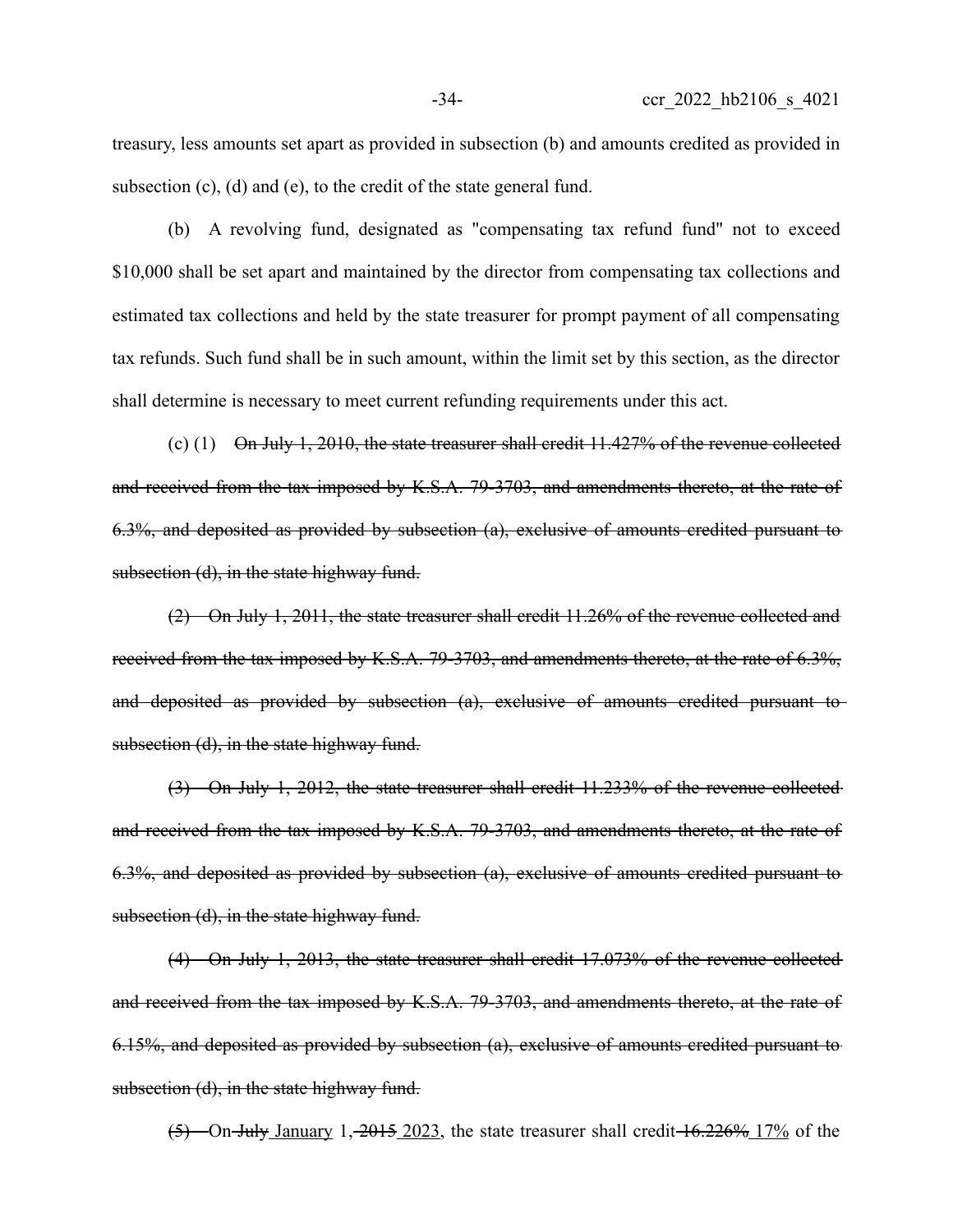treasury, less amounts set apart as provided in subsection (b) and amounts credited as provided in subsection (c), (d) and (e), to the credit of the state general fund.

(b) A revolving fund, designated as "compensating tax refund fund" not to exceed $10,000 shall be set apart and maintained by the director from compensating tax collections and estimated tax collections and held by the state treasurer for prompt payment of all compensating tax refunds. Such fund shall be in such amount, within the limit set by this section, as the director shall determine is necessary to meet current refunding requirements under this act.

(c) (1) ~~On July 1, 2010, the state treasurer shall credit 11.427% of the revenue collected and received from the tax imposed by K.S.A. 79-3703, and amendments thereto, at the rate of 6.3%, and deposited as provided by subsection (a), exclusive of amounts credited pursuant to subsection (d), in the state highway fund.~~

~~(2) On July 1, 2011, the state treasurer shall credit 11.26% of the revenue collected and received from the tax imposed by K.S.A. 79-3703, and amendments thereto, at the rate of 6.3%, and deposited as provided by subsection (a), exclusive of amounts credited pursuant to subsection (d), in the state highway fund.~~

~~(3) On July 1, 2012, the state treasurer shall credit 11.233% of the revenue collected and received from the tax imposed by K.S.A. 79-3703, and amendments thereto, at the rate of 6.3%, and deposited as provided by subsection (a), exclusive of amounts credited pursuant to subsection (d), in the state highway fund.~~

~~(4) On July 1, 2013, the state treasurer shall credit 17.073% of the revenue collected and received from the tax imposed by K.S.A. 79-3703, and amendments thereto, at the rate of 6.15%, and deposited as provided by subsection (a), exclusive of amounts credited pursuant to subsection (d), in the state highway fund.~~

~~(5)~~ On ~~July~~ January 1, ~~2015~~ 2023, the state treasurer shall credit ~~16.226%~~ 17% of the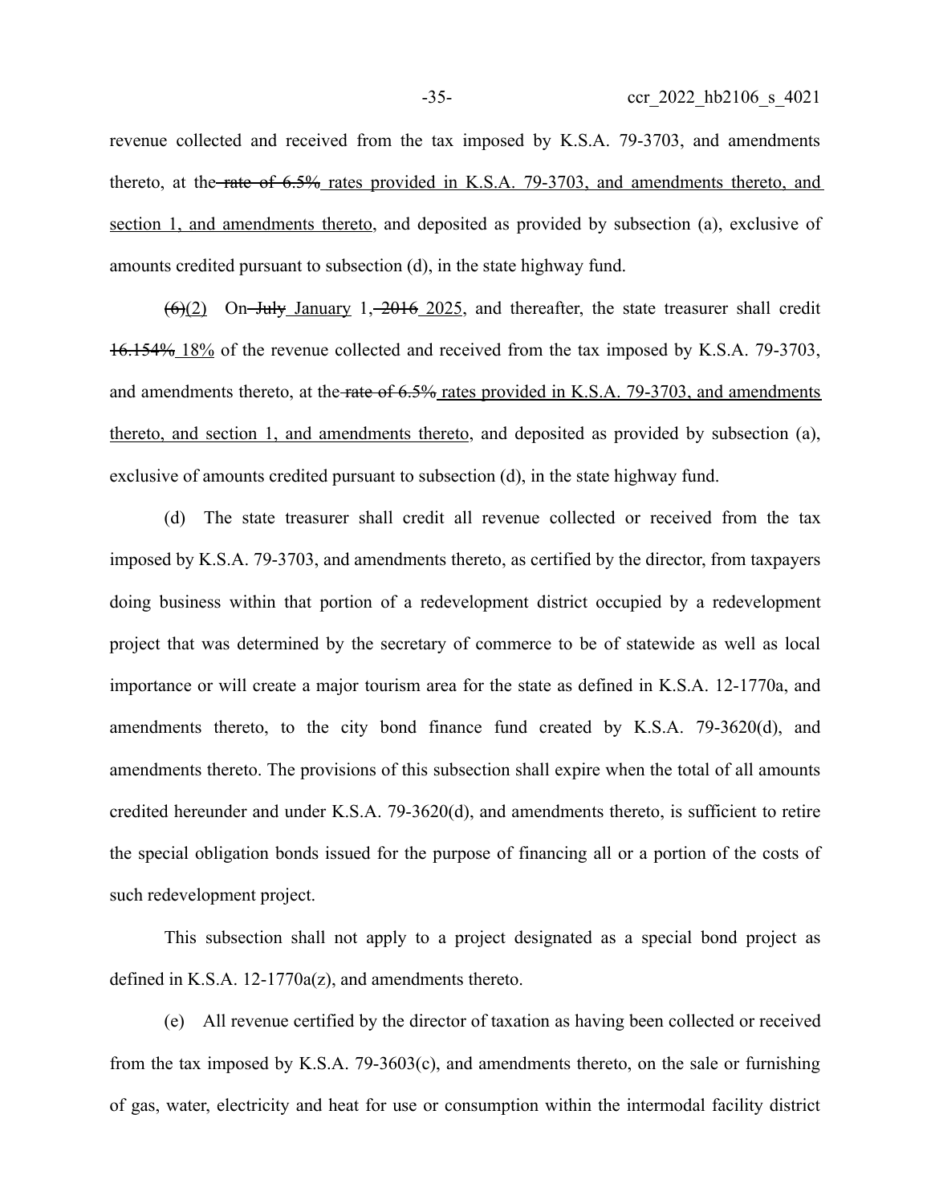revenue collected and received from the tax imposed by K.S.A. 79-3703, and amendments thereto, at the ~~rate of 6.5%~~ rates provided in K.S.A. 79-3703, and amendments thereto, and section 1, and amendments thereto, and deposited as provided by subsection (a), exclusive of amounts credited pursuant to subsection (d), in the state highway fund.

~~(6)~~(2) On ~~July~~ January 1, ~~2016~~ 2025, and thereafter, the state treasurer shall credit ~~16.154%~~ 18% of the revenue collected and received from the tax imposed by K.S.A. 79-3703, and amendments thereto, at the ~~rate of 6.5%~~ rates provided in K.S.A. 79-3703, and amendments thereto, and section 1, and amendments thereto, and deposited as provided by subsection (a), exclusive of amounts credited pursuant to subsection (d), in the state highway fund.

(d) The state treasurer shall credit all revenue collected or received from the tax imposed by K.S.A. 79-3703, and amendments thereto, as certified by the director, from taxpayers doing business within that portion of a redevelopment district occupied by a redevelopment project that was determined by the secretary of commerce to be of statewide as well as local importance or will create a major tourism area for the state as defined in K.S.A. 12-1770a, and amendments thereto, to the city bond finance fund created by K.S.A. 79-3620(d), and amendments thereto. The provisions of this subsection shall expire when the total of all amounts credited hereunder and under K.S.A. 79-3620(d), and amendments thereto, is sufficient to retire the special obligation bonds issued for the purpose of financing all or a portion of the costs of such redevelopment project.

This subsection shall not apply to a project designated as a special bond project as defined in K.S.A. 12-1770a(z), and amendments thereto.

(e) All revenue certified by the director of taxation as having been collected or received from the tax imposed by K.S.A. 79-3603(c), and amendments thereto, on the sale or furnishing of gas, water, electricity and heat for use or consumption within the intermodal facility district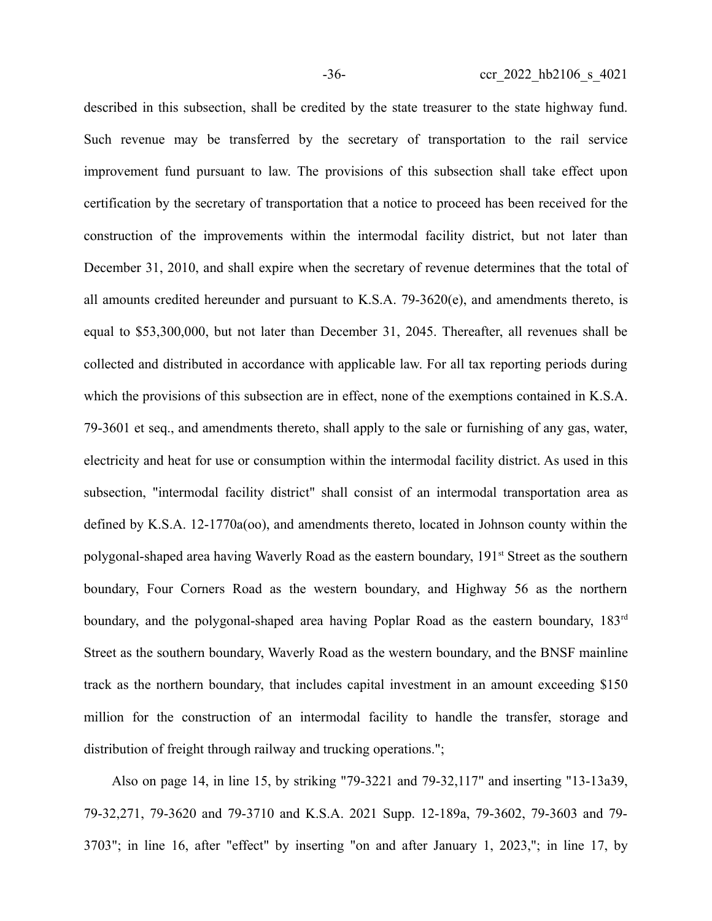described in this subsection, shall be credited by the state treasurer to the state highway fund. Such revenue may be transferred by the secretary of transportation to the rail service improvement fund pursuant to law. The provisions of this subsection shall take effect upon certification by the secretary of transportation that a notice to proceed has been received for the construction of the improvements within the intermodal facility district, but not later than December 31, 2010, and shall expire when the secretary of revenue determines that the total of all amounts credited hereunder and pursuant to K.S.A. 79-3620(e), and amendments thereto, is equal to $53,300,000, but not later than December 31, 2045. Thereafter, all revenues shall be collected and distributed in accordance with applicable law. For all tax reporting periods during which the provisions of this subsection are in effect, none of the exemptions contained in K.S.A. 79-3601 et seq., and amendments thereto, shall apply to the sale or furnishing of any gas, water, electricity and heat for use or consumption within the intermodal facility district. As used in this subsection, "intermodal facility district" shall consist of an intermodal transportation area as defined by K.S.A. 12-1770a(oo), and amendments thereto, located in Johnson county within the polygonal-shaped area having Waverly Road as the eastern boundary, 191st Street as the southern boundary, Four Corners Road as the western boundary, and Highway 56 as the northern boundary, and the polygonal-shaped area having Poplar Road as the eastern boundary, 183rd Street as the southern boundary, Waverly Road as the western boundary, and the BNSF mainline track as the northern boundary, that includes capital investment in an amount exceeding $150 million for the construction of an intermodal facility to handle the transfer, storage and distribution of freight through railway and trucking operations.";

Also on page 14, in line 15, by striking "79-3221 and 79-32,117" and inserting "13-13a39, 79-32,271, 79-3620 and 79-3710 and K.S.A. 2021 Supp. 12-189a, 79-3602, 79-3603 and 79-3703"; in line 16, after "effect" by inserting "on and after January 1, 2023,"; in line 17, by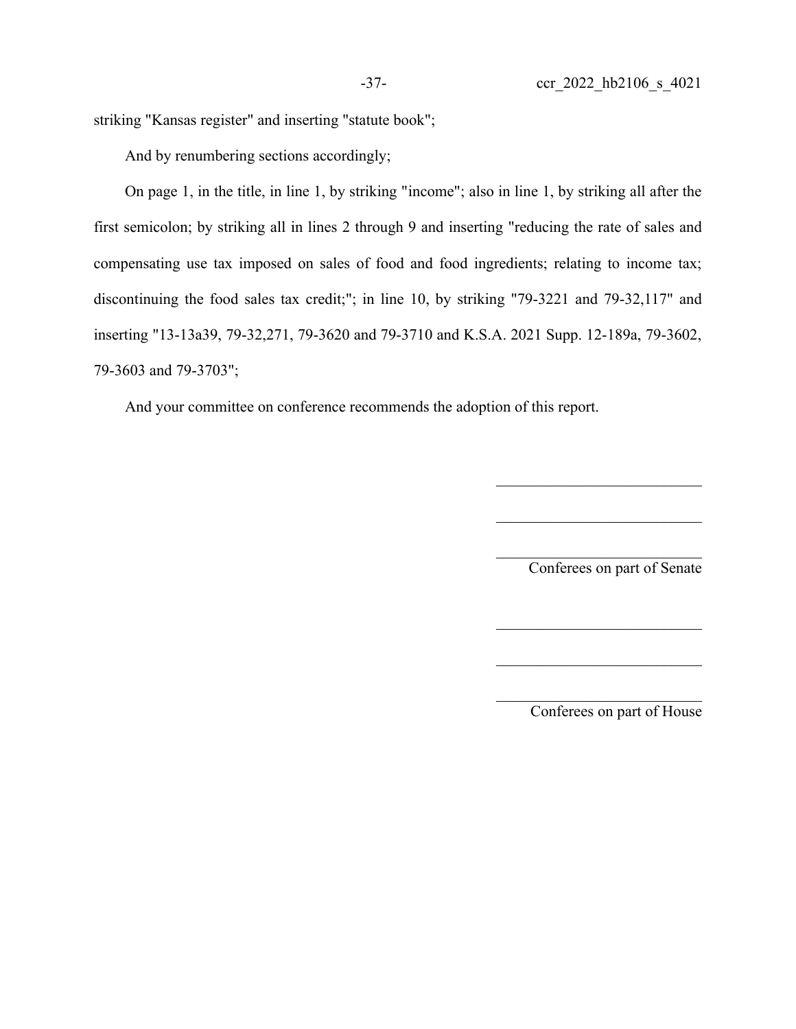striking "Kansas register" and inserting "statute book";

And by renumbering sections accordingly;

On page 1, in the title, in line 1, by striking "income"; also in line 1, by striking all after the first semicolon; by striking all in lines 2 through 9 and inserting "reducing the rate of sales and compensating use tax imposed on sales of food and food ingredients; relating to income tax; discontinuing the food sales tax credit;"; in line 10, by striking "79-3221 and 79-32,117" and inserting "13-13a39, 79-32,271, 79-3620 and 79-3710 and K.S.A. 2021 Supp. 12-189a, 79-3602, 79-3603 and 79-3703";

And your committee on conference recommends the adoption of this report.

\_\_\_\_\_\_\_\_\_\_\_\_\_\_\_\_\_\_\_\_\_\_\_\_\_\_

\_\_\_\_\_\_\_\_\_\_\_\_\_\_\_\_\_\_\_\_\_\_\_\_\_\_

\_\_\_\_\_\_\_\_\_\_\_\_\_\_\_\_\_\_\_\_\_\_\_\_\_\_

Conferees on part of Senate

\_\_\_\_\_\_\_\_\_\_\_\_\_\_\_\_\_\_\_\_\_\_\_\_\_\_

\_\_\_\_\_\_\_\_\_\_\_\_\_\_\_\_\_\_\_\_\_\_\_\_\_\_

\_\_\_\_\_\_\_\_\_\_\_\_\_\_\_\_\_\_\_\_\_\_\_\_\_\_

Conferees on part of House